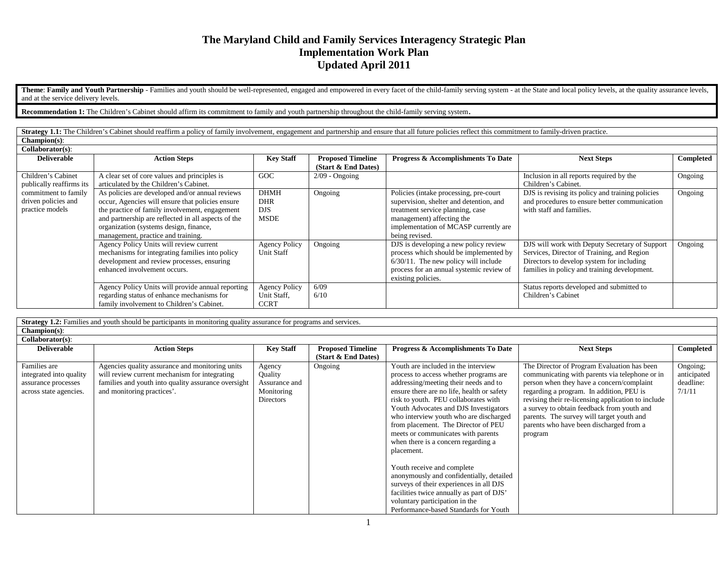# The Maryland Child and Family Services Interagency Strategic Plan
## Implementation Work Plan
## Updated April 2011

**Theme**: **Family and Youth Partnership** - Families and youth should be well-represented, engaged and empowered in every facet of the child-family serving system - at the State and local policy levels, at the quality assurance levels, and at the service delivery levels.

**Recommendation 1:** The Children's Cabinet should affirm its commitment to family and youth partnership throughout the child-family serving system.

**Strategy 1.1:** The Children's Cabinet should reaffirm a policy of family involvement, engagement and partnership and ensure that all future policies reflect this commitment to family-driven practice.

**Champion(s)**:

**Collaborator(s)**:

| Deliverable | Action Steps | Key Staff | Proposed Timeline (Start & End Dates) | Progress & Accomplishments To Date | Next Steps | Completed |
|---|---|---|---|---|---|---|
| Children's Cabinet publically reaffirms its commitment to family driven policies and practice models | A clear set of core values and principles is articulated by the Children's Cabinet. | GOC | 2/09 - Ongoing | | Inclusion in all reports required by the Children's Cabinet. | Ongoing |
| | As policies are developed and/or annual reviews occur, Agencies will ensure that policies ensure the practice of family involvement, engagement and partnership are reflected in all aspects of the organization (systems design, finance, management, practice and training. | DHMH<br>DHR<br>DJS<br>MSDE | Ongoing | Policies (intake processing, pre-court supervision, shelter and detention, and treatment service planning, case management) affecting the implementation of MCASP currently are being revised. | DJS is revising its policy and training policies and procedures to ensure better communication with staff and families. | Ongoing |
| | Agency Policy Units will review current mechanisms for integrating families into policy development and review processes, ensuring enhanced involvement occurs. | Agency Policy Unit Staff | Ongoing | DJS is developing a new policy review process which should be implemented by 6/30/11. The new policy will include process for an annual systemic review of existing policies. | DJS will work with Deputy Secretary of Support Services, Director of Training, and Region Directors to develop system for including families in policy and training development. | Ongoing |
| | Agency Policy Units will provide annual reporting regarding status of enhance mechanisms for family involvement to Children's Cabinet. | Agency Policy Unit Staff, CCRT | 6/09<br>6/10 | | Status reports developed and submitted to Children's Cabinet | |

**Strategy 1.2:** Families and youth should be participants in monitoring quality assurance for programs and services.

**Champion(s)**:

**Collaborator(s)**:

| Deliverable | Action Steps | Key Staff | Proposed Timeline (Start & End Dates) | Progress & Accomplishments To Date | Next Steps | Completed |
|---|---|---|---|---|---|---|
| Families are integrated into quality assurance processes across state agencies. | Agencies quality assurance and monitoring units will review current mechanism for integrating families and youth into quality assurance oversight and monitoring practices'. | Agency Quality Assurance and Monitoring Directors | Ongoing | Youth are included in the interview process to access whether programs are addressing/meeting their needs and to ensure there are no life, health or safety risk to youth. PEU collaborates with Youth Advocates and DJS Investigators who interview youth who are discharged from placement. The Director of PEU meets or communicates with parents when there is a concern regarding a placement.<br><br>Youth receive and complete anonymously and confidentially, detailed surveys of their experiences in all DJS facilities twice annually as part of DJS' voluntary participation in the Performance-based Standards for Youth | The Director of Program Evaluation has been communicating with parents via telephone or in person when they have a concern/complaint regarding a program. In addition, PEU is revising their re-licensing application to include a survey to obtain feedback from youth and parents. The survey will target youth and parents who have been discharged from a program | Ongoing; anticipated deadline: 7/1/11 |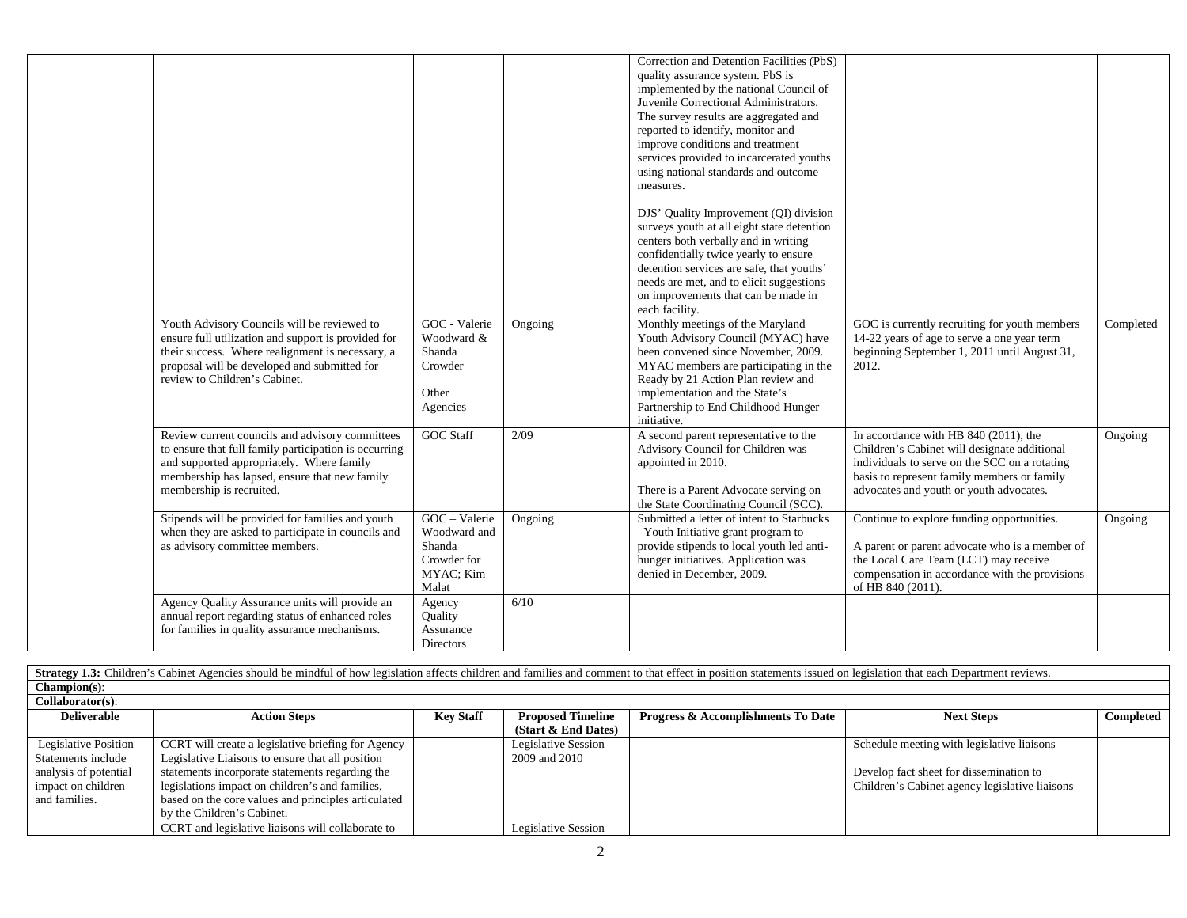| | | | | | | |
|---|---|---|---|---|---|---|
| | | | | Correction and Detention Facilities (PbS) quality assurance system. PbS is implemented by the national Council of Juvenile Correctional Administrators. The survey results are aggregated and reported to identify, monitor and improve conditions and treatment services provided to incarcerated youths using national standards and outcome measures.<br><br>DJS' Quality Improvement (QI) division surveys youth at all eight state detention centers both verbally and in writing confidentially twice yearly to ensure detention services are safe, that youths' needs are met, and to elicit suggestions on improvements that can be made in each facility. | | |
| | Youth Advisory Councils will be reviewed to ensure full utilization and support is provided for their success. Where realignment is necessary, a proposal will be developed and submitted for review to Children's Cabinet. | GOC - Valerie Woodward & Shanda Crowder<br><br>Other Agencies | Ongoing | Monthly meetings of the Maryland Youth Advisory Council (MYAC) have been convened since November, 2009. MYAC members are participating in the Ready by 21 Action Plan review and implementation and the State's Partnership to End Childhood Hunger initiative. | GOC is currently recruiting for youth members 14-22 years of age to serve a one year term beginning September 1, 2011 until August 31, 2012. | Completed |
| | Review current councils and advisory committees to ensure that full family participation is occurring and supported appropriately. Where family membership has lapsed, ensure that new family membership is recruited. | GOC Staff | 2/09 | A second parent representative to the Advisory Council for Children was appointed in 2010.<br><br>There is a Parent Advocate serving on the State Coordinating Council (SCC). | In accordance with HB 840 (2011), the Children's Cabinet will designate additional individuals to serve on the SCC on a rotating basis to represent family members or family advocates and youth or youth advocates. | Ongoing |
| | Stipends will be provided for families and youth when they are asked to participate in councils and as advisory committee members. | GOC – Valerie Woodward and Shanda Crowder for MYAC; Kim Malat | Ongoing | Submitted a letter of intent to Starbucks –Youth Initiative grant program to provide stipends to local youth led anti-hunger initiatives. Application was denied in December, 2009. | Continue to explore funding opportunities.<br><br>A parent or parent advocate who is a member of the Local Care Team (LCT) may receive compensation in accordance with the provisions of HB 840 (2011). | Ongoing |
| | Agency Quality Assurance units will provide an annual report regarding status of enhanced roles for families in quality assurance mechanisms. | Agency Quality Assurance Directors | 6/10 | | | |

**Strategy 1.3:** Children's Cabinet Agencies should be mindful of how legislation affects children and families and comment to that effect in position statements issued on legislation that each Department reviews.

**Champion(s)**:

**Collaborator(s)**:

| Deliverable | Action Steps | Key Staff | Proposed Timeline (Start & End Dates) | Progress & Accomplishments To Date | Next Steps | Completed |
|---|---|---|---|---|---|---|
| Legislative Position Statements include analysis of potential impact on children and families. | CCRT will create a legislative briefing for Agency Legislative Liaisons to ensure that all position statements incorporate statements regarding the legislations impact on children's and families, based on the core values and principles articulated by the Children's Cabinet. | | Legislative Session – 2009 and 2010 | | Schedule meeting with legislative liaisons<br><br>Develop fact sheet for dissemination to Children's Cabinet agency legislative liaisons | |
| | CCRT and legislative liaisons will collaborate to | | Legislative Session – | | | |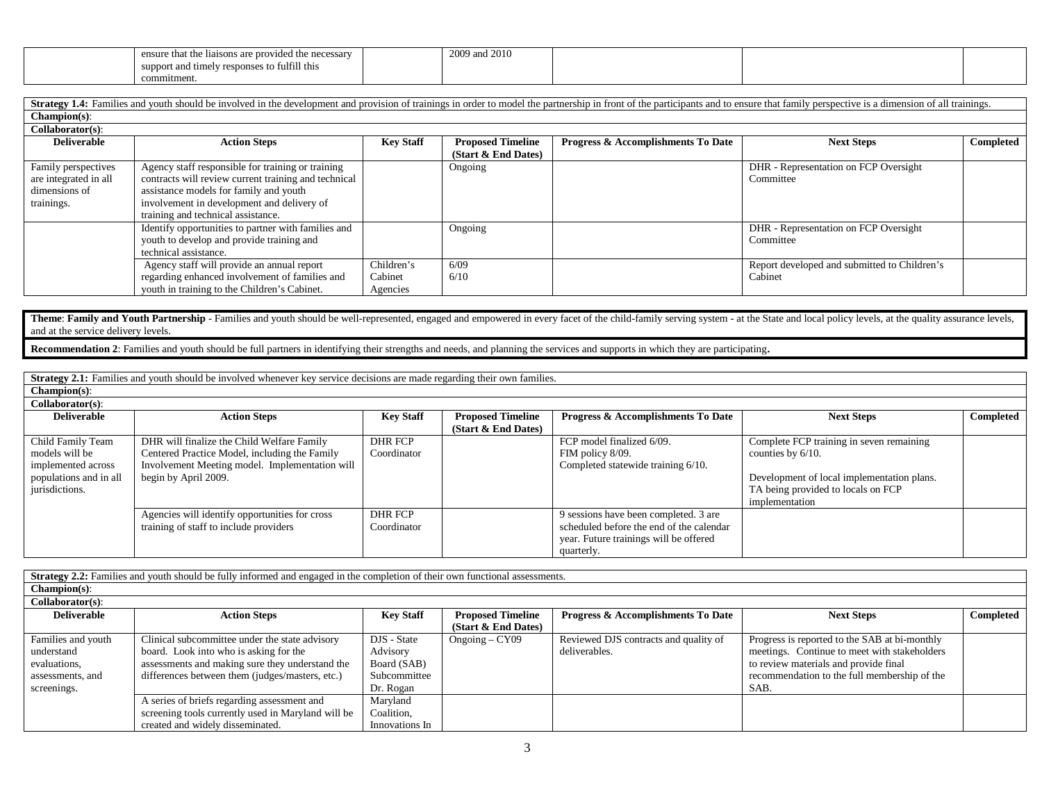| | ensure that the liaisons are provided the necessary support and timely responses to fulfill this commitment. | | 2009 and 2010 | | | |
|---|---|---|---|---|---|---|

**Strategy 1.4:** Families and youth should be involved in the development and provision of trainings in order to model the partnership in front of the participants and to ensure that family perspective is a dimension of all trainings.

**Champion(s)**:

**Collaborator(s)**:

| Deliverable | Action Steps | Key Staff | Proposed Timeline (Start & End Dates) | Progress & Accomplishments To Date | Next Steps | Completed |
|---|---|---|---|---|---|---|
| Family perspectives are integrated in all dimensions of trainings. | Agency staff responsible for training or training contracts will review current training and technical assistance models for family and youth involvement in development and delivery of training and technical assistance. | | Ongoing | | DHR - Representation on FCP Oversight Committee | |
| | Identify opportunities to partner with families and youth to develop and provide training and technical assistance. | | Ongoing | | DHR - Representation on FCP Oversight Committee | |
| | Agency staff will provide an annual report regarding enhanced involvement of families and youth in training to the Children's Cabinet. | Children's Cabinet Agencies | 6/09<br>6/10 | | Report developed and submitted to Children's Cabinet | |

**Theme**: **Family and Youth Partnership** - Families and youth should be well-represented, engaged and empowered in every facet of the child-family serving system - at the State and local policy levels, at the quality assurance levels, and at the service delivery levels.

**Recommendation 2**: Families and youth should be full partners in identifying their strengths and needs, and planning the services and supports in which they are participating**.**

**Strategy 2.1:** Families and youth should be involved whenever key service decisions are made regarding their own families.

**Champion(s)**:

**Collaborator(s)**:

| Deliverable | Action Steps | Key Staff | Proposed Timeline (Start & End Dates) | Progress & Accomplishments To Date | Next Steps | Completed |
|---|---|---|---|---|---|---|
| Child Family Team models will be implemented across populations and in all jurisdictions. | DHR will finalize the Child Welfare Family Centered Practice Model, including the Family Involvement Meeting model. Implementation will begin by April 2009. | DHR FCP Coordinator | | FCP model finalized 6/09.<br>FIM policy 8/09.<br>Completed statewide training 6/10. | Complete FCP training in seven remaining counties by 6/10.<br><br>Development of local implementation plans.<br>TA being provided to locals on FCP implementation | |
| | Agencies will identify opportunities for cross training of staff to include providers | DHR FCP Coordinator | | 9 sessions have been completed. 3 are scheduled before the end of the calendar year. Future trainings will be offered quarterly. | | |

**Strategy 2.2:** Families and youth should be fully informed and engaged in the completion of their own functional assessments.

**Champion(s)**:

**Collaborator(s)**:

| Deliverable | Action Steps | Key Staff | Proposed Timeline (Start & End Dates) | Progress & Accomplishments To Date | Next Steps | Completed |
|---|---|---|---|---|---|---|
| Families and youth understand evaluations, assessments, and screenings. | Clinical subcommittee under the state advisory board. Look into who is asking for the assessments and making sure they understand the differences between them (judges/masters, etc.) | DJS - State Advisory Board (SAB) Subcommittee Dr. Rogan | Ongoing – CY09 | Reviewed DJS contracts and quality of deliverables. | Progress is reported to the SAB at bi-monthly meetings. Continue to meet with stakeholders to review materials and provide final recommendation to the full membership of the SAB. | |
| | A series of briefs regarding assessment and screening tools currently used in Maryland will be created and widely disseminated. | Maryland Coalition, Innovations In | | | | |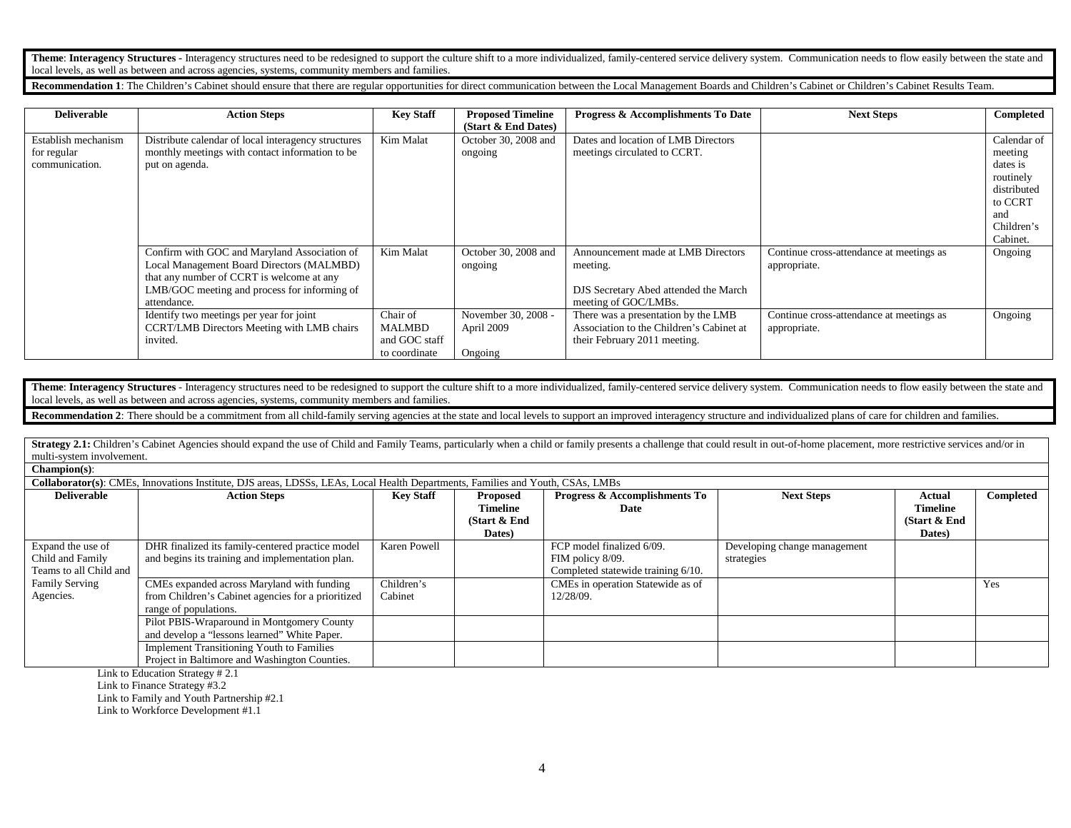**Theme**: **Interagency Structures -** Interagency structures need to be redesigned to support the culture shift to a more individualized, family-centered service delivery system. Communication needs to flow easily between the state and local levels, as well as between and across agencies, systems, community members and families.

**Recommendation 1**: The Children's Cabinet should ensure that there are regular opportunities for direct communication between the Local Management Boards and Children's Cabinet or Children's Cabinet Results Team.

| Deliverable | Action Steps | Key Staff | Proposed Timeline (Start & End Dates) | Progress & Accomplishments To Date | Next Steps | Completed |
|---|---|---|---|---|---|---|
| Establish mechanism for regular communication. | Distribute calendar of local interagency structures monthly meetings with contact information to be put on agenda. | Kim Malat | October 30, 2008 and ongoing | Dates and location of LMB Directors meetings circulated to CCRT. | | Calendar of meeting dates is routinely distributed to CCRT and Children's Cabinet. |
| | Confirm with GOC and Maryland Association of Local Management Board Directors (MALMBD) that any number of CCRT is welcome at any LMB/GOC meeting and process for informing of attendance. | Kim Malat | October 30, 2008 and ongoing | Announcement made at LMB Directors meeting.<br><br>DJS Secretary Abed attended the March meeting of GOC/LMBs. | Continue cross-attendance at meetings as appropriate. | Ongoing |
| | Identify two meetings per year for joint CCRT/LMB Directors Meeting with LMB chairs invited. | Chair of MALMBD and GOC staff to coordinate | November 30, 2008 - April 2009<br><br>Ongoing | There was a presentation by the LMB Association to the Children's Cabinet at their February 2011 meeting. | Continue cross-attendance at meetings as appropriate. | Ongoing |

**Theme**: **Interagency Structures -** Interagency structures need to be redesigned to support the culture shift to a more individualized, family-centered service delivery system. Communication needs to flow easily between the state and local levels, as well as between and across agencies, systems, community members and families.

**Recommendation 2**: There should be a commitment from all child-family serving agencies at the state and local levels to support an improved interagency structure and individualized plans of care for children and families.

**Strategy 2.1:** Children's Cabinet Agencies should expand the use of Child and Family Teams, particularly when a child or family presents a challenge that could result in out-of-home placement, more restrictive services and/or in multi-system involvement.

**Champion(s)**:

**Collaborator(s)**: CMEs, Innovations Institute, DJS areas, LDSSs, LEAs, Local Health Departments, Families and Youth, CSAs, LMBs

| Deliverable | Action Steps | Key Staff | Proposed Timeline (Start & End Dates) | Progress & Accomplishments To Date | Next Steps | Actual Timeline (Start & End Dates) | Completed |
|---|---|---|---|---|---|---|---|
| Expand the use of Child and Family Teams to all Child and Family Serving Agencies. | DHR finalized its family-centered practice model and begins its training and implementation plan. | Karen Powell | | FCP model finalized 6/09.<br>FIM policy 8/09.<br>Completed statewide training 6/10. | Developing change management strategies | | |
| | CMEs expanded across Maryland with funding from Children's Cabinet agencies for a prioritized range of populations. | Children's Cabinet | | CMEs in operation Statewide as of 12/28/09. | | | Yes |
| | Pilot PBIS-Wraparound in Montgomery County and develop a "lessons learned" White Paper. | | | | | | |
| | Implement Transitioning Youth to Families Project in Baltimore and Washington Counties. | | | | | | |

Link to Education Strategy # 2.1
Link to Finance Strategy #3.2
Link to Family and Youth Partnership #2.1
Link to Workforce Development #1.1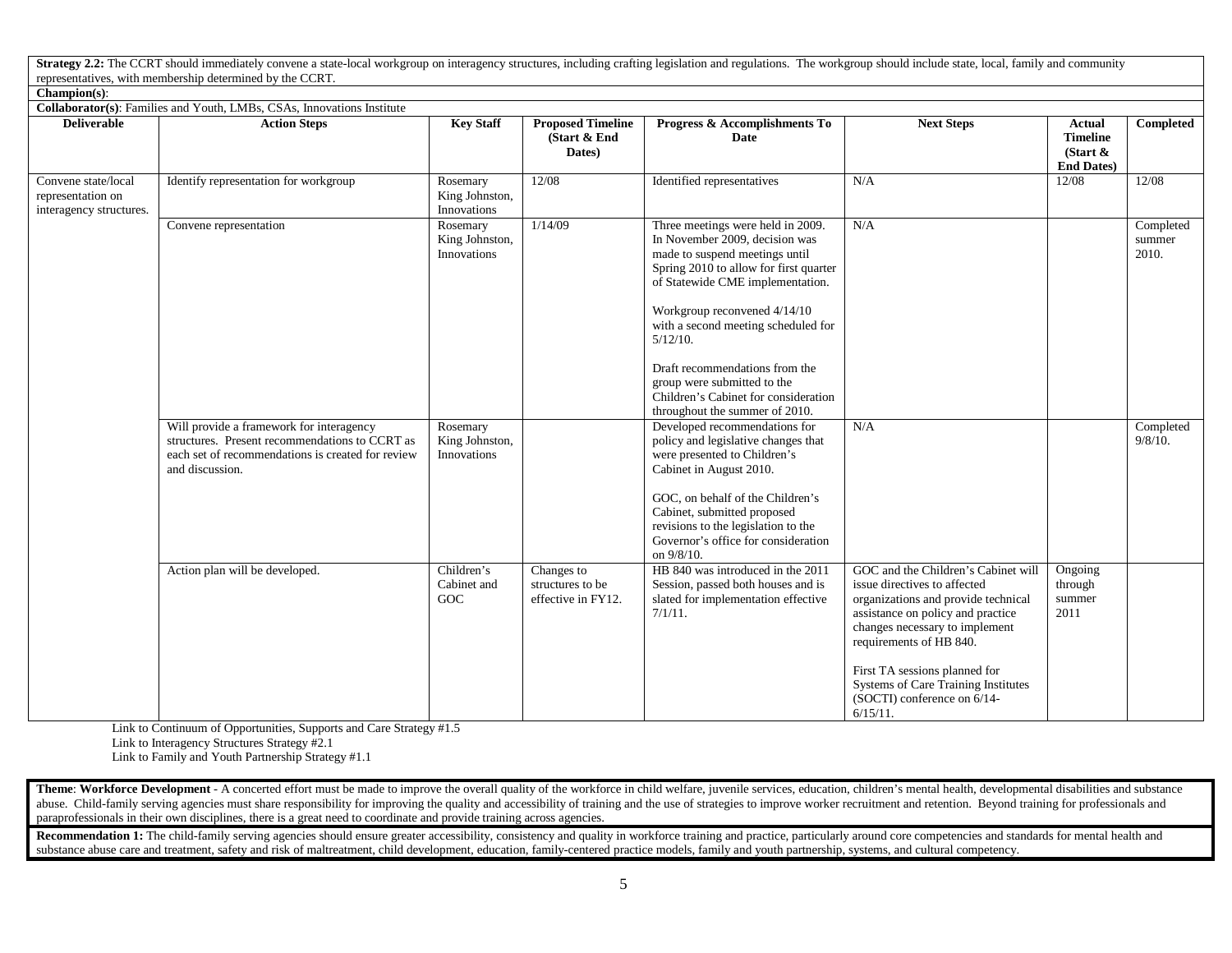**Strategy 2.2:** The CCRT should immediately convene a state-local workgroup on interagency structures, including crafting legislation and regulations. The workgroup should include state, local, family and community representatives, with membership determined by the CCRT.

**Champion(s)**:

**Collaborator(s)**: Families and Youth, LMBs, CSAs, Innovations Institute

| Deliverable | Action Steps | Key Staff | Proposed Timeline (Start & End Dates) | Progress & Accomplishments To Date | Next Steps | Actual Timeline (Start & End Dates) | Completed |
|---|---|---|---|---|---|---|---|
| Convene state/local representation on interagency structures. | Identify representation for workgroup | Rosemary King Johnston, Innovations | 12/08 | Identified representatives | N/A | 12/08 | 12/08 |
| | Convene representation | Rosemary King Johnston, Innovations | 1/14/09 | Three meetings were held in 2009. In November 2009, decision was made to suspend meetings until Spring 2010 to allow for first quarter of Statewide CME implementation.<br><br>Workgroup reconvened 4/14/10 with a second meeting scheduled for 5/12/10.<br><br>Draft recommendations from the group were submitted to the Children's Cabinet for consideration throughout the summer of 2010. | N/A | | Completed summer 2010. |
| | Will provide a framework for interagency structures. Present recommendations to CCRT as each set of recommendations is created for review and discussion. | Rosemary King Johnston, Innovations | | Developed recommendations for policy and legislative changes that were presented to Children's Cabinet in August 2010.<br><br>GOC, on behalf of the Children's Cabinet, submitted proposed revisions to the legislation to the Governor's office for consideration on 9/8/10. | N/A | | Completed 9/8/10. |
| | Action plan will be developed. | Children's Cabinet and GOC | Changes to structures to be effective in FY12. | HB 840 was introduced in the 2011 Session, passed both houses and is slated for implementation effective 7/1/11. | GOC and the Children's Cabinet will issue directives to affected organizations and provide technical assistance on policy and practice changes necessary to implement requirements of HB 840.<br><br>First TA sessions planned for Systems of Care Training Institutes (SOCTI) conference on 6/14-6/15/11. | Ongoing through summer 2011 | |

Link to Continuum of Opportunities, Supports and Care Strategy #1.5
Link to Interagency Structures Strategy #2.1
Link to Family and Youth Partnership Strategy #1.1

**Theme**: **Workforce Development** - A concerted effort must be made to improve the overall quality of the workforce in child welfare, juvenile services, education, children's mental health, developmental disabilities and substance abuse. Child-family serving agencies must share responsibility for improving the quality and accessibility of training and the use of strategies to improve worker recruitment and retention. Beyond training for professionals and paraprofessionals in their own disciplines, there is a great need to coordinate and provide training across agencies.

**Recommendation 1:** The child-family serving agencies should ensure greater accessibility, consistency and quality in workforce training and practice, particularly around core competencies and standards for mental health and substance abuse care and treatment, safety and risk of maltreatment, child development, education, family-centered practice models, family and youth partnership, systems, and cultural competency.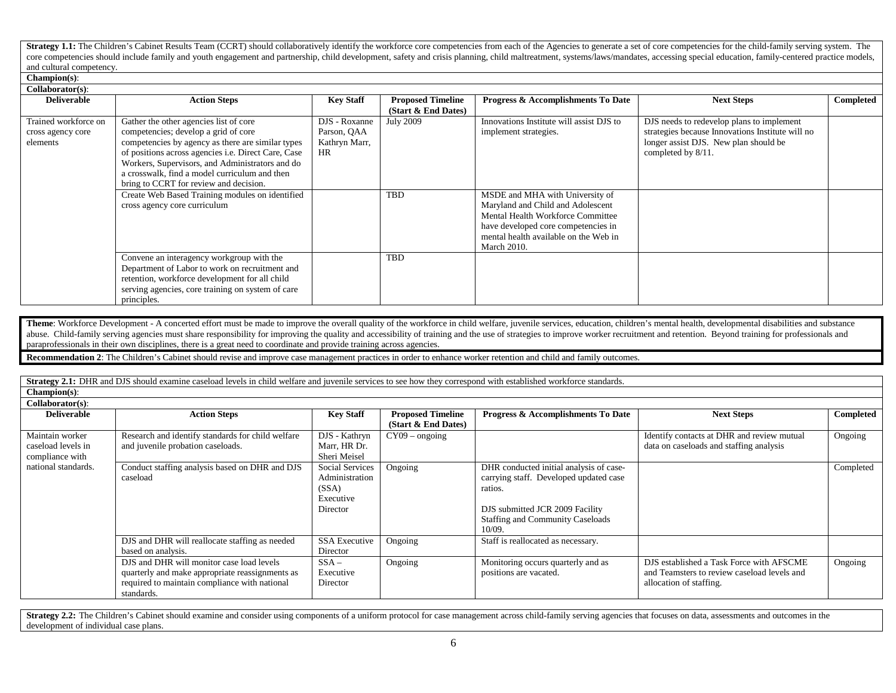**Strategy 1.1:** The Children's Cabinet Results Team (CCRT) should collaboratively identify the workforce core competencies from each of the Agencies to generate a set of core competencies for the child-family serving system. The core competencies should include family and youth engagement and partnership, child development, safety and crisis planning, child maltreatment, systems/laws/mandates, accessing special education, family-centered practice models, and cultural competency.

**Champion(s)**:

**Collaborator(s)**:

| Deliverable | Action Steps | Key Staff | Proposed Timeline (Start & End Dates) | Progress & Accomplishments To Date | Next Steps | Completed |
|---|---|---|---|---|---|---|
| Trained workforce on cross agency core elements | Gather the other agencies list of core competencies; develop a grid of core competencies by agency as there are similar types of positions across agencies i.e. Direct Care, Case Workers, Supervisors, and Administrators and do a crosswalk, find a model curriculum and then bring to CCRT for review and decision. | DJS - Roxanne Parson, QAA Kathryn Marr, HR | July 2009 | Innovations Institute will assist DJS to implement strategies. | DJS needs to redevelop plans to implement strategies because Innovations Institute will no longer assist DJS. New plan should be completed by 8/11. | |
| | Create Web Based Training modules on identified cross agency core curriculum | | TBD | MSDE and MHA with University of Maryland and Child and Adolescent Mental Health Workforce Committee have developed core competencies in mental health available on the Web in March 2010. | | |
| | Convene an interagency workgroup with the Department of Labor to work on recruitment and retention, workforce development for all child serving agencies, core training on system of care principles. | | TBD | | | |

**Theme**: Workforce Development - A concerted effort must be made to improve the overall quality of the workforce in child welfare, juvenile services, education, children's mental health, developmental disabilities and substance abuse. Child-family serving agencies must share responsibility for improving the quality and accessibility of training and the use of strategies to improve worker recruitment and retention. Beyond training for professionals and paraprofessionals in their own disciplines, there is a great need to coordinate and provide training across agencies.

**Recommendation 2**: The Children's Cabinet should revise and improve case management practices in order to enhance worker retention and child and family outcomes.

**Strategy 2.1:** DHR and DJS should examine caseload levels in child welfare and juvenile services to see how they correspond with established workforce standards.

**Champion(s)**:

**Collaborator(s)**:

| Deliverable | Action Steps | Key Staff | Proposed Timeline (Start & End Dates) | Progress & Accomplishments To Date | Next Steps | Completed |
|---|---|---|---|---|---|---|
| Maintain worker caseload levels in compliance with national standards. | Research and identify standards for child welfare and juvenile probation caseloads. | DJS - Kathryn Marr, HR Dr. Sheri Meisel | CY09 – ongoing | | Identify contacts at DHR and review mutual data on caseloads and staffing analysis | Ongoing |
| | Conduct staffing analysis based on DHR and DJS caseload | Social Services Administration (SSA) Executive Director | Ongoing | DHR conducted initial analysis of case-carrying staff. Developed updated case ratios.<br><br>DJS submitted JCR 2009 Facility Staffing and Community Caseloads 10/09. | | Completed |
| | DJS and DHR will reallocate staffing as needed based on analysis. | SSA Executive Director | Ongoing | Staff is reallocated as necessary. | | |
| | DJS and DHR will monitor case load levels quarterly and make appropriate reassignments as required to maintain compliance with national standards. | SSA – Executive Director | Ongoing | Monitoring occurs quarterly and as positions are vacated. | DJS established a Task Force with AFSCME and Teamsters to review caseload levels and allocation of staffing. | Ongoing |

**Strategy 2.2:** The Children's Cabinet should examine and consider using components of a uniform protocol for case management across child-family serving agencies that focuses on data, assessments and outcomes in the development of individual case plans.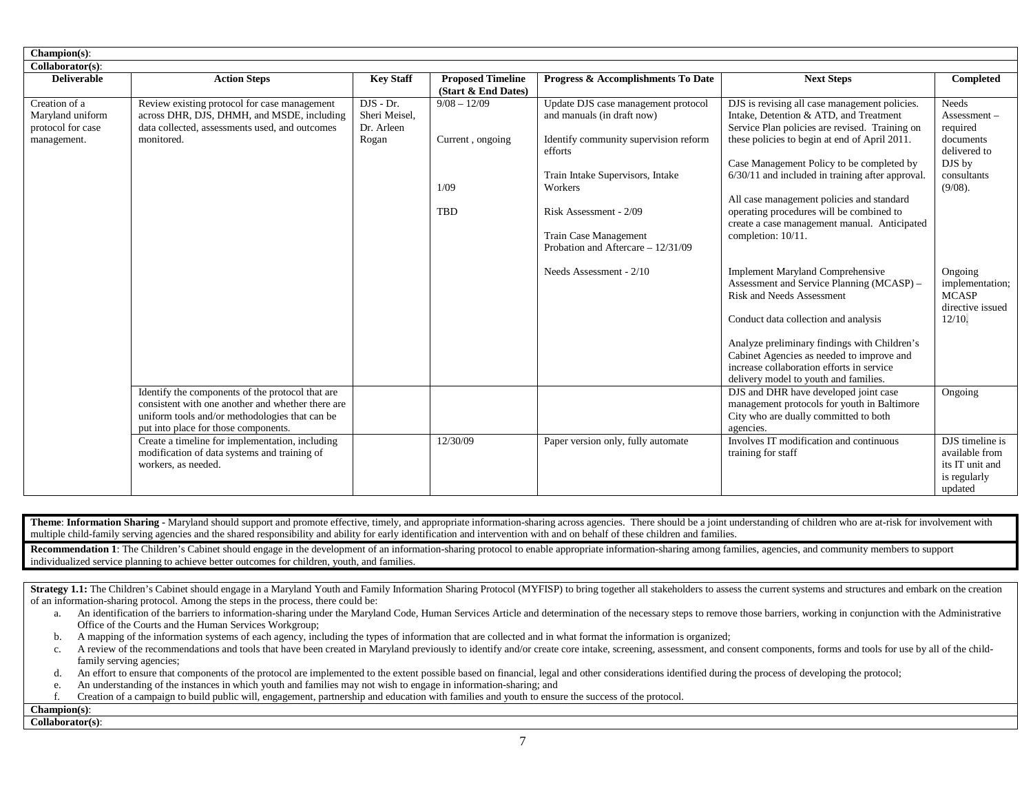**Champion(s)**:

**Collaborator(s)**:

| Deliverable | Action Steps | Key Staff | Proposed Timeline (Start & End Dates) | Progress & Accomplishments To Date | Next Steps | Completed |
|---|---|---|---|---|---|---|
| Creation of a Maryland uniform protocol for case management. | Review existing protocol for case management across DHR, DJS, DHMH, and MSDE, including data collected, assessments used, and outcomes monitored. | DJS - Dr. Sheri Meisel, Dr. Arleen Rogan | 9/08 – 12/09<br><br>Current , ongoing<br><br>1/09<br><br>TBD | Update DJS case management protocol and manuals (in draft now)<br><br>Identify community supervision reform efforts<br><br>Train Intake Supervisors, Intake Workers<br><br>Risk Assessment - 2/09<br><br>Train Case Management Probation and Aftercare – 12/31/09<br><br>Needs Assessment - 2/10 | DJS is revising all case management policies. Intake, Detention & ATD, and Treatment Service Plan policies are revised. Training on these policies to begin at end of April 2011.<br><br>Case Management Policy to be completed by 6/30/11 and included in training after approval.<br><br>All case management policies and standard operating procedures will be combined to create a case management manual. Anticipated completion: 10/11.<br><br>Implement Maryland Comprehensive Assessment and Service Planning (MCASP) – Risk and Needs Assessment<br><br>Conduct data collection and analysis<br><br>Analyze preliminary findings with Children's Cabinet Agencies as needed to improve and increase collaboration efforts in service delivery model to youth and families. | Needs Assessment – required documents delivered to DJS by consultants (9/08).<br><br>Ongoing implementation; MCASP directive issued 12/10. |
| | Identify the components of the protocol that are consistent with one another and whether there are uniform tools and/or methodologies that can be put into place for those components. | | | | DJS and DHR have developed joint case management protocols for youth in Baltimore City who are dually committed to both agencies. | Ongoing |
| | Create a timeline for implementation, including modification of data systems and training of workers, as needed. | | 12/30/09 | Paper version only, fully automate | Involves IT modification and continuous training for staff | DJS timeline is available from its IT unit and is regularly updated |

**Theme**: **Information Sharing** - Maryland should support and promote effective, timely, and appropriate information-sharing across agencies. There should be a joint understanding of children who are at-risk for involvement with multiple child-family serving agencies and the shared responsibility and ability for early identification and intervention with and on behalf of these children and families.

**Recommendation 1**: The Children's Cabinet should engage in the development of an information-sharing protocol to enable appropriate information-sharing among families, agencies, and community members to support individualized service planning to achieve better outcomes for children, youth, and families.

**Strategy 1.1:** The Children's Cabinet should engage in a Maryland Youth and Family Information Sharing Protocol (MYFISP) to bring together all stakeholders to assess the current systems and structures and embark on the creation of an information-sharing protocol. Among the steps in the process, there could be:

a. An identification of the barriers to information-sharing under the Maryland Code, Human Services Article and determination of the necessary steps to remove those barriers, working in conjunction with the Administrative Office of the Courts and the Human Services Workgroup;
b. A mapping of the information systems of each agency, including the types of information that are collected and in what format the information is organized;
c. A review of the recommendations and tools that have been created in Maryland previously to identify and/or create core intake, screening, assessment, and consent components, forms and tools for use by all of the child-family serving agencies;
d. An effort to ensure that components of the protocol are implemented to the extent possible based on financial, legal and other considerations identified during the process of developing the protocol;
e. An understanding of the instances in which youth and families may not wish to engage in information-sharing; and
f. Creation of a campaign to build public will, engagement, partnership and education with families and youth to ensure the success of the protocol.

**Champion(s)**:

**Collaborator(s)**: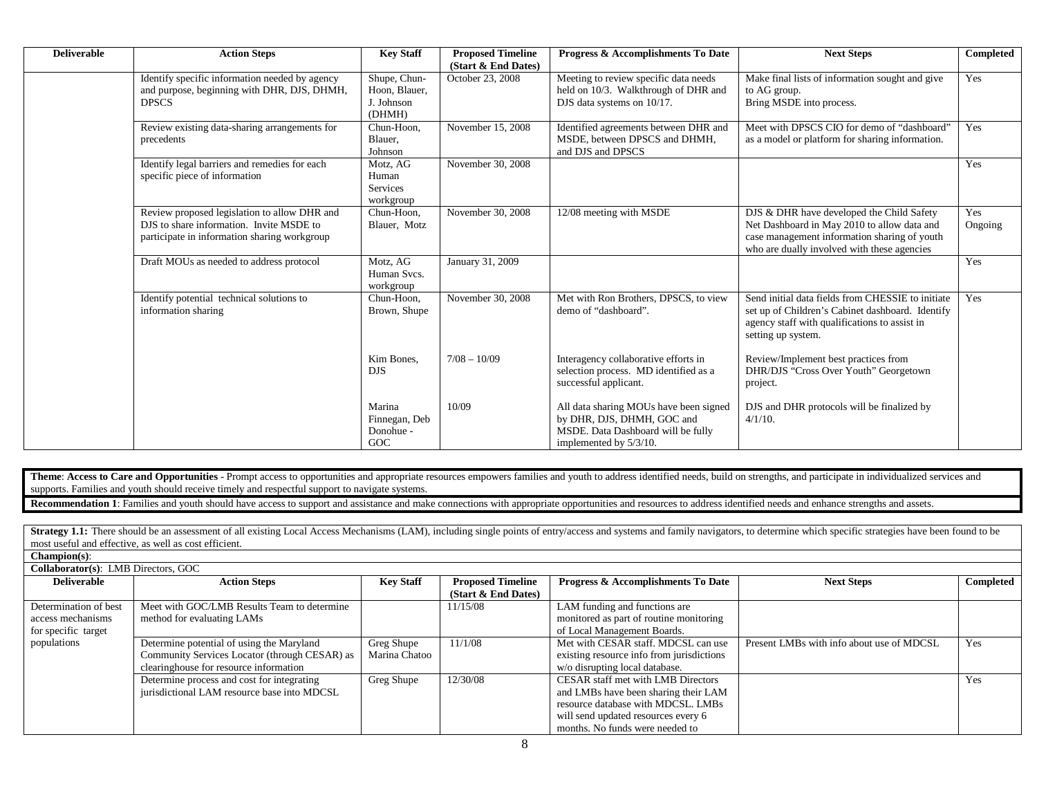| Deliverable | Action Steps | Key Staff | Proposed Timeline (Start & End Dates) | Progress & Accomplishments To Date | Next Steps | Completed |
|---|---|---|---|---|---|---|
| | Identify specific information needed by agency and purpose, beginning with DHR, DJS, DHMH, DPSCS | Shupe, Chun-Hoon, Blauer, J. Johnson (DHMH) | October 23, 2008 | Meeting to review specific data needs held on 10/3. Walkthrough of DHR and DJS data systems on 10/17. | Make final lists of information sought and give to AG group. Bring MSDE into process. | Yes |
| | Review existing data-sharing arrangements for precedents | Chun-Hoon, Blauer, Johnson | November 15, 2008 | Identified agreements between DHR and MSDE, between DPSCS and DHMH, and DJS and DPSCS | Meet with DPSCS CIO for demo of "dashboard" as a model or platform for sharing information. | Yes |
| | Identify legal barriers and remedies for each specific piece of information | Motz, AG Human Services workgroup | November 30, 2008 | | | Yes |
| | Review proposed legislation to allow DHR and DJS to share information. Invite MSDE to participate in information sharing workgroup | Chun-Hoon, Blauer, Motz | November 30, 2008 | 12/08 meeting with MSDE | DJS & DHR have developed the Child Safety Net Dashboard in May 2010 to allow data and case management information sharing of youth who are dually involved with these agencies | Yes Ongoing |
| | Draft MOUs as needed to address protocol | Motz, AG Human Svcs. workgroup | January 31, 2009 | | | Yes |
| | Identify potential technical solutions to information sharing | Chun-Hoon, Brown, Shupe | November 30, 2008 | Met with Ron Brothers, DPSCS, to view demo of "dashboard". | Send initial data fields from CHESSIE to initiate set up of Children's Cabinet dashboard. Identify agency staff with qualifications to assist in setting up system. | Yes |
| | | Kim Bones, DJS | 7/08 – 10/09 | Interagency collaborative efforts in selection process. MD identified as a successful applicant. | Review/Implement best practices from DHR/DJS "Cross Over Youth" Georgetown project. | |
| | | Marina Finnegan, Deb Donohue - GOC | 10/09 | All data sharing MOUs have been signed by DHR, DJS, DHMH, GOC and MSDE. Data Dashboard will be fully implemented by 5/3/10. | DJS and DHR protocols will be finalized by 4/1/10. | |

**Theme**: **Access to Care and Opportunities** - Prompt access to opportunities and appropriate resources empowers families and youth to address identified needs, build on strengths, and participate in individualized services and supports. Families and youth should receive timely and respectful support to navigate systems.

**Recommendation 1**: Families and youth should have access to support and assistance and make connections with appropriate opportunities and resources to address identified needs and enhance strengths and assets.

**Strategy 1.1:** There should be an assessment of all existing Local Access Mechanisms (LAM), including single points of entry/access and systems and family navigators, to determine which specific strategies have been found to be most useful and effective, as well as cost efficient.

**Champion(s)**:

**Collaborator(s)**: LMB Directors, GOC

| Deliverable | Action Steps | Key Staff | Proposed Timeline (Start & End Dates) | Progress & Accomplishments To Date | Next Steps | Completed |
|---|---|---|---|---|---|---|
| Determination of best access mechanisms for specific target populations | Meet with GOC/LMB Results Team to determine method for evaluating LAMs | | 11/15/08 | LAM funding and functions are monitored as part of routine monitoring of Local Management Boards. | | |
| | Determine potential of using the Maryland Community Services Locator (through CESAR) as clearinghouse for resource information | Greg Shupe Marina Chatoo | 11/1/08 | Met with CESAR staff. MDCSL can use existing resource info from jurisdictions w/o disrupting local database. | Present LMBs with info about use of MDCSL | Yes |
| | Determine process and cost for integrating jurisdictional LAM resource base into MDCSL | Greg Shupe | 12/30/08 | CESAR staff met with LMB Directors and LMBs have been sharing their LAM resource database with MDCSL. LMBs will send updated resources every 6 months. No funds were needed to | | Yes |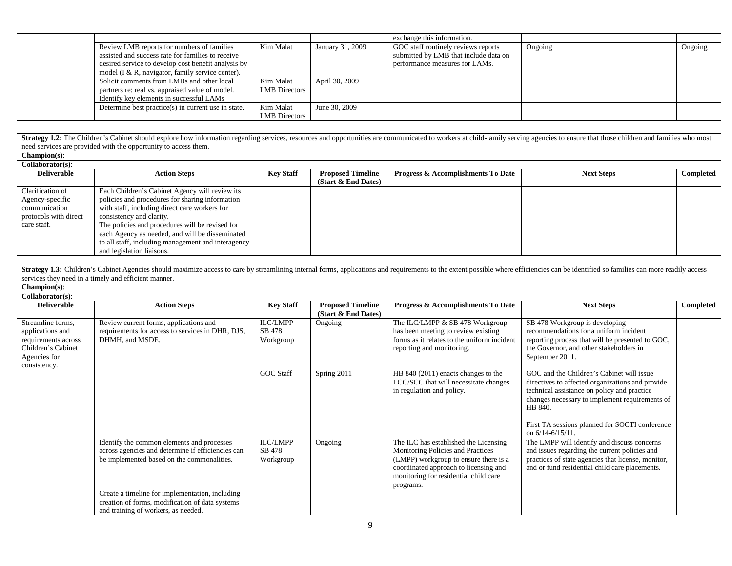| | | | | | | |
|---|---|---|---|---|---|---|
| | | | | exchange this information. | | |
| | Review LMB reports for numbers of families assisted and success rate for families to receive desired service to develop cost benefit analysis by model (I & R, navigator, family service center). | Kim Malat | January 31, 2009 | GOC staff routinely reviews reports submitted by LMB that include data on performance measures for LAMs. | Ongoing | Ongoing |
| | Solicit comments from LMBs and other local partners re: real vs. appraised value of model. Identify key elements in successful LAMs | Kim Malat<br>LMB Directors | April 30, 2009 | | | |
| | Determine best practice(s) in current use in state. | Kim Malat<br>LMB Directors | June 30, 2009 | | | |

**Strategy 1.2:** The Children's Cabinet should explore how information regarding services, resources and opportunities are communicated to workers at child-family serving agencies to ensure that those children and families who most need services are provided with the opportunity to access them.

**Champion(s)**:

**Collaborator(s)**:

| Deliverable | Action Steps | Key Staff | Proposed Timeline (Start & End Dates) | Progress & Accomplishments To Date | Next Steps | Completed |
|---|---|---|---|---|---|---|
| Clarification of Agency-specific communication protocols with direct care staff. | Each Children's Cabinet Agency will review its policies and procedures for sharing information with staff, including direct care workers for consistency and clarity. | | | | | |
| | The policies and procedures will be revised for each Agency as needed, and will be disseminated to all staff, including management and interagency and legislation liaisons. | | | | | |

**Strategy 1.3:** Children's Cabinet Agencies should maximize access to care by streamlining internal forms, applications and requirements to the extent possible where efficiencies can be identified so families can more readily access services they need in a timely and efficient manner.

**Champion(s)**:

**Collaborator(s)**:

| Deliverable | Action Steps | Key Staff | Proposed Timeline (Start & End Dates) | Progress & Accomplishments To Date | Next Steps | Completed |
|---|---|---|---|---|---|---|
| Streamline forms, applications and requirements across Children's Cabinet Agencies for consistency. | Review current forms, applications and requirements for access to services in DHR, DJS, DHMH, and MSDE. | ILC/LMPP<br>SB 478<br>Workgroup | Ongoing | The ILC/LMPP & SB 478 Workgroup has been meeting to review existing forms as it relates to the uniform incident reporting and monitoring. | SB 478 Workgroup is developing recommendations for a uniform incident reporting process that will be presented to GOC, the Governor, and other stakeholders in September 2011. | |
| | | GOC Staff | Spring 2011 | HB 840 (2011) enacts changes to the LCC/SCC that will necessitate changes in regulation and policy. | GOC and the Children's Cabinet will issue directives to affected organizations and provide technical assistance on policy and practice changes necessary to implement requirements of HB 840.<br><br>First TA sessions planned for SOCTI conference on 6/14-6/15/11. | |
| | Identify the common elements and processes across agencies and determine if efficiencies can be implemented based on the commonalities. | ILC/LMPP<br>SB 478<br>Workgroup | Ongoing | The ILC has established the Licensing Monitoring Policies and Practices (LMPP) workgroup to ensure there is a coordinated approach to licensing and monitoring for residential child care programs. | The LMPP will identify and discuss concerns and issues regarding the current policies and practices of state agencies that license, monitor, and or fund residential child care placements. | |
| | Create a timeline for implementation, including creation of forms, modification of data systems and training of workers, as needed. | | | | | |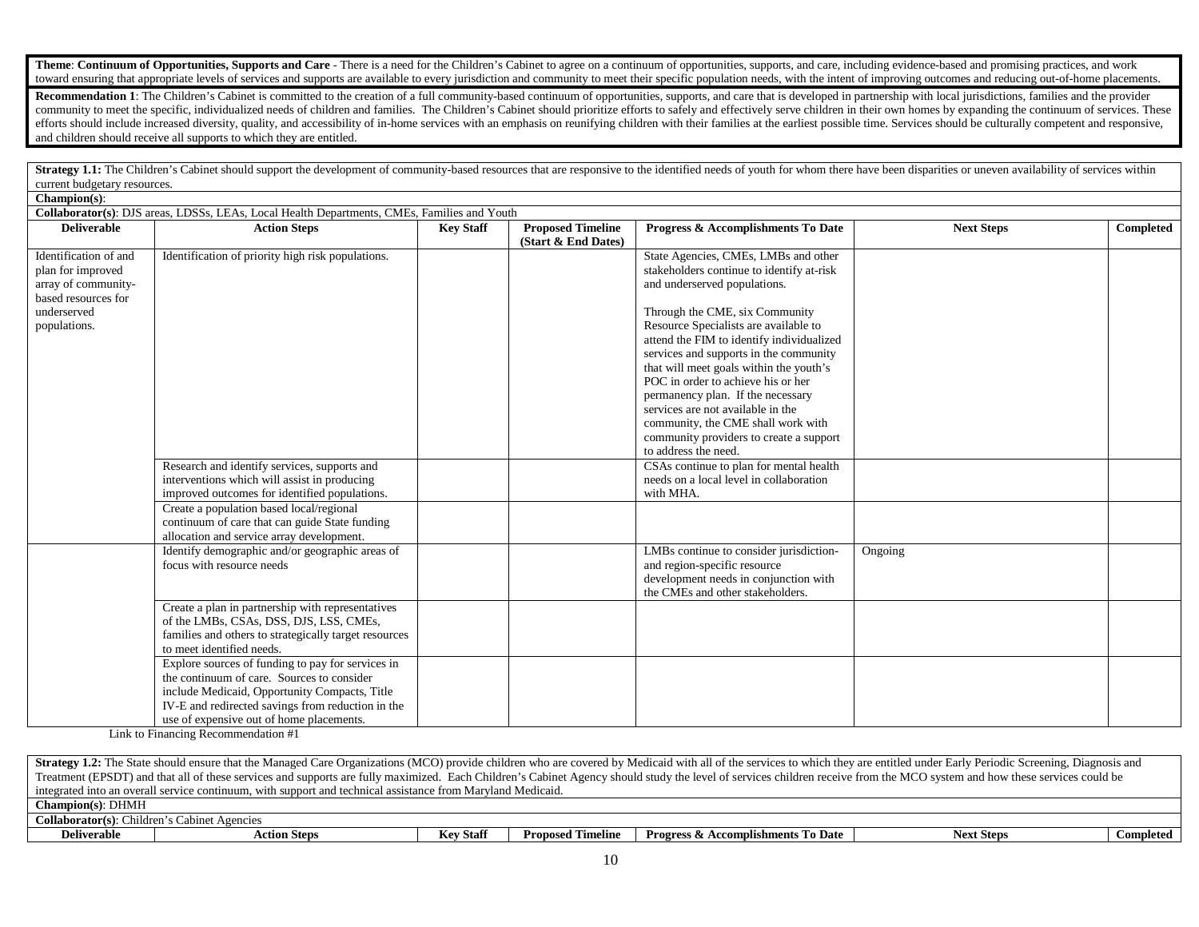**Theme**: **Continuum of Opportunities, Supports and Care** - There is a need for the Children's Cabinet to agree on a continuum of opportunities, supports, and care, including evidence-based and promising practices, and work toward ensuring that appropriate levels of services and supports are available to every jurisdiction and community to meet their specific population needs, with the intent of improving outcomes and reducing out-of-home placements.

**Recommendation 1**: The Children's Cabinet is committed to the creation of a full community-based continuum of opportunities, supports, and care that is developed in partnership with local jurisdictions, families and the provider community to meet the specific, individualized needs of children and families. The Children's Cabinet should prioritize efforts to safely and effectively serve children in their own homes by expanding the continuum of services. These efforts should include increased diversity, quality, and accessibility of in-home services with an emphasis on reunifying children with their families at the earliest possible time. Services should be culturally competent and responsive, and children should receive all supports to which they are entitled.

**Strategy 1.1:** The Children's Cabinet should support the development of community-based resources that are responsive to the identified needs of youth for whom there have been disparities or uneven availability of services within current budgetary resources.

**Champion(s)**:

**Collaborator(s)**: DJS areas, LDSSs, LEAs, Local Health Departments, CMEs, Families and Youth

| Deliverable | Action Steps | Key Staff | Proposed Timeline (Start & End Dates) | Progress & Accomplishments To Date | Next Steps | Completed |
|---|---|---|---|---|---|---|
| Identification of and plan for improved array of community-based resources for underserved populations. | Identification of priority high risk populations. | | | State Agencies, CMEs, LMBs and other stakeholders continue to identify at-risk and underserved populations.<br><br>Through the CME, six Community Resource Specialists are available to attend the FIM to identify individualized services and supports in the community that will meet goals within the youth's POC in order to achieve his or her permanency plan. If the necessary services are not available in the community, the CME shall work with community providers to create a support to address the need. | | |
| | Research and identify services, supports and interventions which will assist in producing improved outcomes for identified populations. | | | CSAs continue to plan for mental health needs on a local level in collaboration with MHA. | | |
| | Create a population based local/regional continuum of care that can guide State funding allocation and service array development. | | | | | |
| | Identify demographic and/or geographic areas of focus with resource needs | | | LMBs continue to consider jurisdiction- and region-specific resource development needs in conjunction with the CMEs and other stakeholders. | Ongoing | |
| | Create a plan in partnership with representatives of the LMBs, CSAs, DSS, DJS, LSS, CMEs, families and others to strategically target resources to meet identified needs. | | | | | |
| | Explore sources of funding to pay for services in the continuum of care. Sources to consider include Medicaid, Opportunity Compacts, Title IV-E and redirected savings from reduction in the use of expensive out of home placements. | | | | | |

Link to Financing Recommendation #1

**Strategy 1.2:** The State should ensure that the Managed Care Organizations (MCO) provide children who are covered by Medicaid with all of the services to which they are entitled under Early Periodic Screening, Diagnosis and Treatment (EPSDT) and that all of these services and supports are fully maximized. Each Children's Cabinet Agency should study the level of services children receive from the MCO system and how these services could be integrated into an overall service continuum, with support and technical assistance from Maryland Medicaid.

**Champion(s)**: DHMH

**Collaborator(s)**: Children's Cabinet Agencies

| Deliverable | Action Steps | Key Staff | Proposed Timeline | Progress & Accomplishments To Date | Next Steps | Completed |
|---|---|---|---|---|---|---|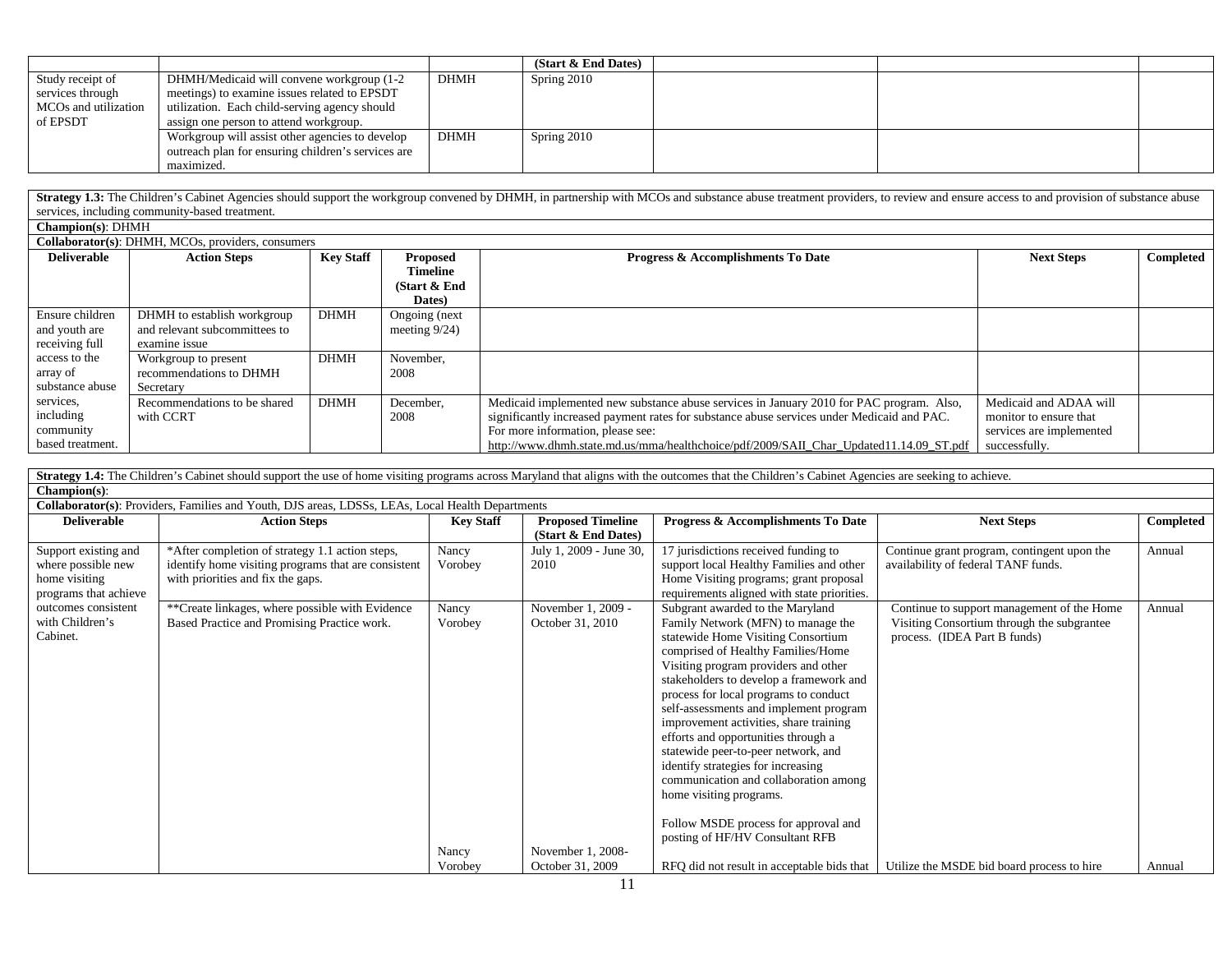| | | | (Start & End Dates) | | | |
|---|---|---|---|---|---|---|
| Study receipt of services through MCOs and utilization of EPSDT | DHMH/Medicaid will convene workgroup (1-2 meetings) to examine issues related to EPSDT utilization. Each child-serving agency should assign one person to attend workgroup. | DHMH | Spring 2010 | | | |
| | Workgroup will assist other agencies to develop outreach plan for ensuring children's services are maximized. | DHMH | Spring 2010 | | | |

**Strategy 1.3:** The Children's Cabinet Agencies should support the workgroup convened by DHMH, in partnership with MCOs and substance abuse treatment providers, to review and ensure access to and provision of substance abuse services, including community-based treatment.

**Champion(s)**: DHMH

**Collaborator(s)**: DHMH, MCOs, providers, consumers

| Deliverable | Action Steps | Key Staff | Proposed Timeline (Start & End Dates) | Progress & Accomplishments To Date | Next Steps | Completed |
|---|---|---|---|---|---|---|
| Ensure children and youth are receiving full access to the array of substance abuse services, including community based treatment. | DHMH to establish workgroup and relevant subcommittees to examine issue | DHMH | Ongoing (next meeting 9/24) | | | |
| | Workgroup to present recommendations to DHMH Secretary | DHMH | November, 2008 | | | |
| | Recommendations to be shared with CCRT | DHMH | December, 2008 | Medicaid implemented new substance abuse services in January 2010 for PAC program. Also, significantly increased payment rates for substance abuse services under Medicaid and PAC. For more information, please see: http://www.dhmh.state.md.us/mma/healthchoice/pdf/2009/SAII_Char_Updated11.14.09_ST.pdf | Medicaid and ADAA will monitor to ensure that services are implemented successfully. | |

**Strategy 1.4:** The Children's Cabinet should support the use of home visiting programs across Maryland that aligns with the outcomes that the Children's Cabinet Agencies are seeking to achieve.

**Champion(s)**:

**Collaborator(s)**: Providers, Families and Youth, DJS areas, LDSSs, LEAs, Local Health Departments

| Deliverable | Action Steps | Key Staff | Proposed Timeline (Start & End Dates) | Progress & Accomplishments To Date | Next Steps | Completed |
|---|---|---|---|---|---|---|
| Support existing and where possible new home visiting programs that achieve outcomes consistent with Children's Cabinet. | *After completion of strategy 1.1 action steps, identify home visiting programs that are consistent with priorities and fix the gaps. | Nancy Vorobey | July 1, 2009 - June 30, 2010 | 17 jurisdictions received funding to support local Healthy Families and other Home Visiting programs; grant proposal requirements aligned with state priorities. | Continue grant program, contingent upon the availability of federal TANF funds. | Annual |
| | **Create linkages, where possible with Evidence Based Practice and Promising Practice work. | Nancy Vorobey | November 1, 2009 - October 31, 2010 | Subgrant awarded to the Maryland Family Network (MFN) to manage the statewide Home Visiting Consortium comprised of Healthy Families/Home Visiting program providers and other stakeholders to develop a framework and process for local programs to conduct self-assessments and implement program improvement activities, share training efforts and opportunities through a statewide peer-to-peer network, and identify strategies for increasing communication and collaboration among home visiting programs.<br><br>Follow MSDE process for approval and posting of HF/HV Consultant RFB | Continue to support management of the Home Visiting Consortium through the subgrantee process. (IDEA Part B funds) | Annual |
| | | Nancy Vorobey | November 1, 2008- October 31, 2009 | RFQ did not result in acceptable bids that | Utilize the MSDE bid board process to hire | Annual |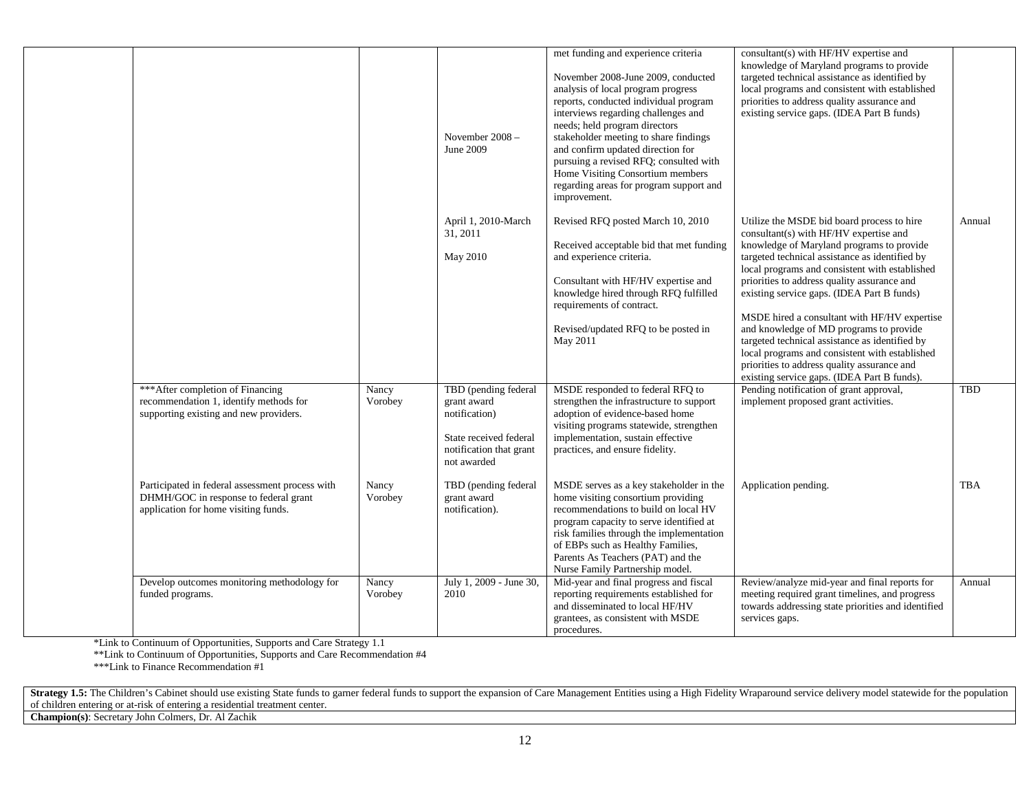| | | | | | | |
|---|---|---|---|---|---|---|
| | | | | met funding and experience criteria<br><br>November 2008-June 2009, conducted analysis of local program progress reports, conducted individual program interviews regarding challenges and needs; held program directors stakeholder meeting to share findings and confirm updated direction for pursuing a revised RFQ; consulted with Home Visiting Consortium members regarding areas for program support and improvement. | consultant(s) with HF/HV expertise and knowledge of Maryland programs to provide targeted technical assistance as identified by local programs and consistent with established priorities to address quality assurance and existing service gaps. (IDEA Part B funds) | |
| | | | November 2008 – June 2009 | | | |
| | | | April 1, 2010-March 31, 2011<br><br>May 2010 | Revised RFQ posted March 10, 2010<br><br>Received acceptable bid that met funding and experience criteria.<br><br>Consultant with HF/HV expertise and knowledge hired through RFQ fulfilled requirements of contract.<br><br>Revised/updated RFQ to be posted in May 2011 | Utilize the MSDE bid board process to hire consultant(s) with HF/HV expertise and knowledge of Maryland programs to provide targeted technical assistance as identified by local programs and consistent with established priorities to address quality assurance and existing service gaps. (IDEA Part B funds)<br><br>MSDE hired a consultant with HF/HV expertise and knowledge of MD programs to provide targeted technical assistance as identified by local programs and consistent with established priorities to address quality assurance and existing service gaps. (IDEA Part B funds). | Annual |
| | ***After completion of Financing recommendation 1, identify methods for supporting existing and new providers. | Nancy Vorobey | TBD (pending federal grant award notification)<br><br>State received federal notification that grant not awarded | MSDE responded to federal RFQ to strengthen the infrastructure to support adoption of evidence-based home visiting programs statewide, strengthen implementation, sustain effective practices, and ensure fidelity. | Pending notification of grant approval, implement proposed grant activities. | TBD |
| | Participated in federal assessment process with DHMH/GOC in response to federal grant application for home visiting funds. | Nancy Vorobey | TBD (pending federal grant award notification). | MSDE serves as a key stakeholder in the home visiting consortium providing recommendations to build on local HV program capacity to serve identified at risk families through the implementation of EBPs such as Healthy Families, Parents As Teachers (PAT) and the Nurse Family Partnership model. | Application pending. | TBA |
| | Develop outcomes monitoring methodology for funded programs. | Nancy Vorobey | July 1, 2009 - June 30, 2010 | Mid-year and final progress and fiscal reporting requirements established for and disseminated to local HF/HV grantees, as consistent with MSDE procedures. | Review/analyze mid-year and final reports for meeting required grant timelines, and progress towards addressing state priorities and identified services gaps. | Annual |

*Link to Continuum of Opportunities, Supports and Care Strategy 1.1

**Link to Continuum of Opportunities, Supports and Care Recommendation #4

***Link to Finance Recommendation #1

| |
|---|
| **Strategy 1.5:** The Children's Cabinet should use existing State funds to garner federal funds to support the expansion of Care Management Entities using a High Fidelity Wraparound service delivery model statewide for the population of children entering or at-risk of entering a residential treatment center. |
| **Champion(s)**: Secretary John Colmers, Dr. Al Zachik |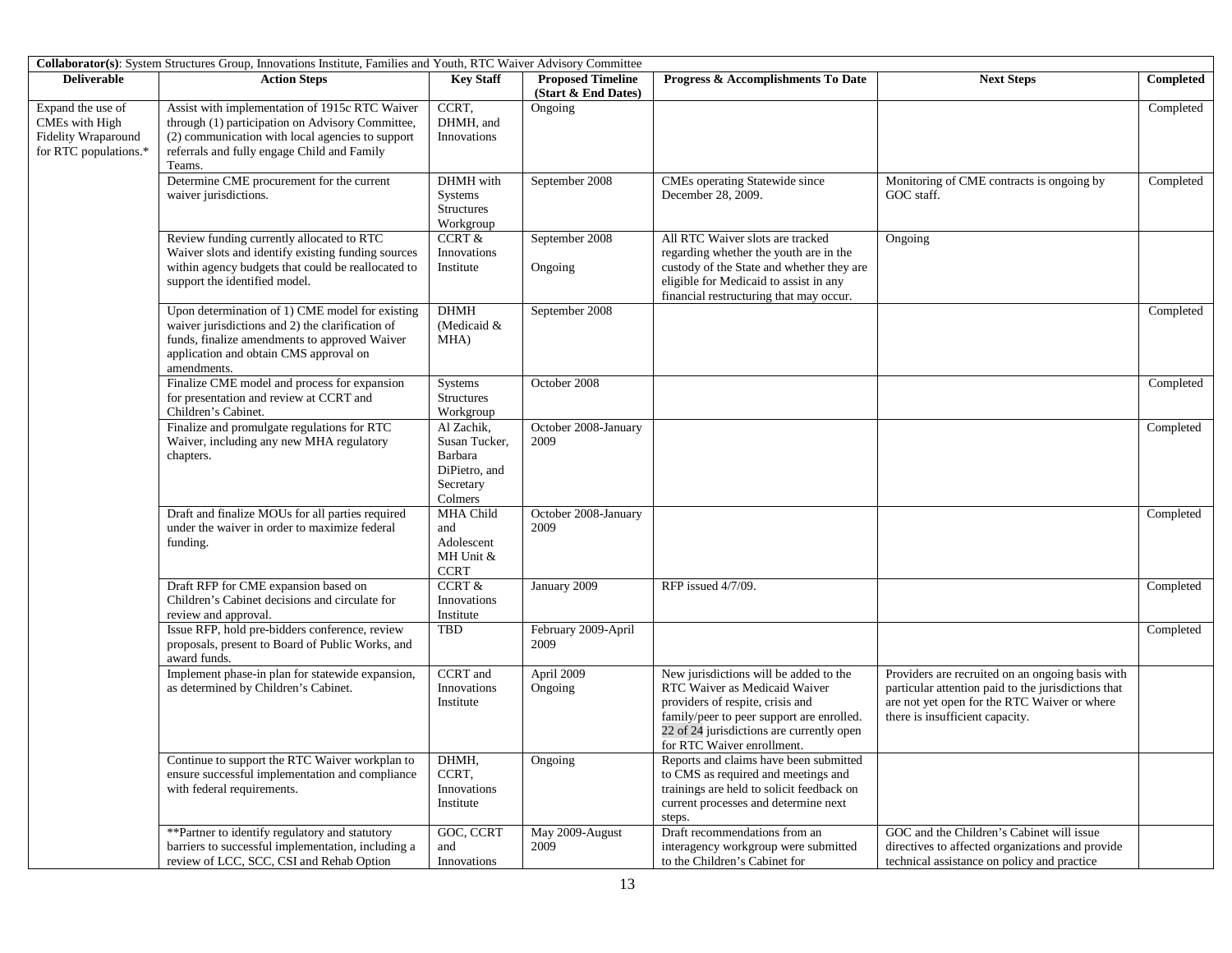| **Collaborator(s)**: System Structures Group, Innovations Institute, Families and Youth, RTC Waiver Advisory Committee | | | | | | |
|---|---|---|---|---|---|---|
| **Deliverable** | **Action Steps** | **Key Staff** | **Proposed Timeline (Start & End Dates)** | **Progress & Accomplishments To Date** | **Next Steps** | **Completed** |
| Expand the use of CMEs with High Fidelity Wraparound for RTC populations.* | Assist with implementation of 1915c RTC Waiver through (1) participation on Advisory Committee, (2) communication with local agencies to support referrals and fully engage Child and Family Teams. | CCRT, DHMH, and Innovations | Ongoing | | | Completed |
| | Determine CME procurement for the current waiver jurisdictions. | DHMH with Systems Structures Workgroup | September 2008 | CMEs operating Statewide since December 28, 2009. | Monitoring of CME contracts is ongoing by GOC staff. | Completed |
| | Review funding currently allocated to RTC Waiver slots and identify existing funding sources within agency budgets that could be reallocated to support the identified model. | CCRT & Innovations Institute | September 2008<br><br>Ongoing | All RTC Waiver slots are tracked regarding whether the youth are in the custody of the State and whether they are eligible for Medicaid to assist in any financial restructuring that may occur. | Ongoing | |
| | Upon determination of 1) CME model for existing waiver jurisdictions and 2) the clarification of funds, finalize amendments to approved Waiver application and obtain CMS approval on amendments. | DHMH (Medicaid & MHA) | September 2008 | | | Completed |
| | Finalize CME model and process for expansion for presentation and review at CCRT and Children's Cabinet. | Systems Structures Workgroup | October 2008 | | | Completed |
| | Finalize and promulgate regulations for RTC Waiver, including any new MHA regulatory chapters. | Al Zachik, Susan Tucker, Barbara DiPietro, and Secretary Colmers | October 2008-January 2009 | | | Completed |
| | Draft and finalize MOUs for all parties required under the waiver in order to maximize federal funding. | MHA Child and Adolescent MH Unit & CCRT | October 2008-January 2009 | | | Completed |
| | Draft RFP for CME expansion based on Children's Cabinet decisions and circulate for review and approval. | CCRT & Innovations Institute | January 2009 | RFP issued 4/7/09. | | Completed |
| | Issue RFP, hold pre-bidders conference, review proposals, present to Board of Public Works, and award funds. | TBD | February 2009-April 2009 | | | Completed |
| | Implement phase-in plan for statewide expansion, as determined by Children's Cabinet. | CCRT and Innovations Institute | April 2009<br>Ongoing | New jurisdictions will be added to the RTC Waiver as Medicaid Waiver providers of respite, crisis and family/peer to peer support are enrolled. 22 of 24 jurisdictions are currently open for RTC Waiver enrollment. | Providers are recruited on an ongoing basis with particular attention paid to the jurisdictions that are not yet open for the RTC Waiver or where there is insufficient capacity. | |
| | Continue to support the RTC Waiver workplan to ensure successful implementation and compliance with federal requirements. | DHMH, CCRT, Innovations Institute | Ongoing | Reports and claims have been submitted to CMS as required and meetings and trainings are held to solicit feedback on current processes and determine next steps. | | |
| | **Partner to identify regulatory and statutory barriers to successful implementation, including a review of LCC, SCC, CSI and Rehab Option | GOC, CCRT and Innovations | May 2009-August 2009 | Draft recommendations from an interagency workgroup were submitted to the Children's Cabinet for | GOC and the Children's Cabinet will issue directives to affected organizations and provide technical assistance on policy and practice | |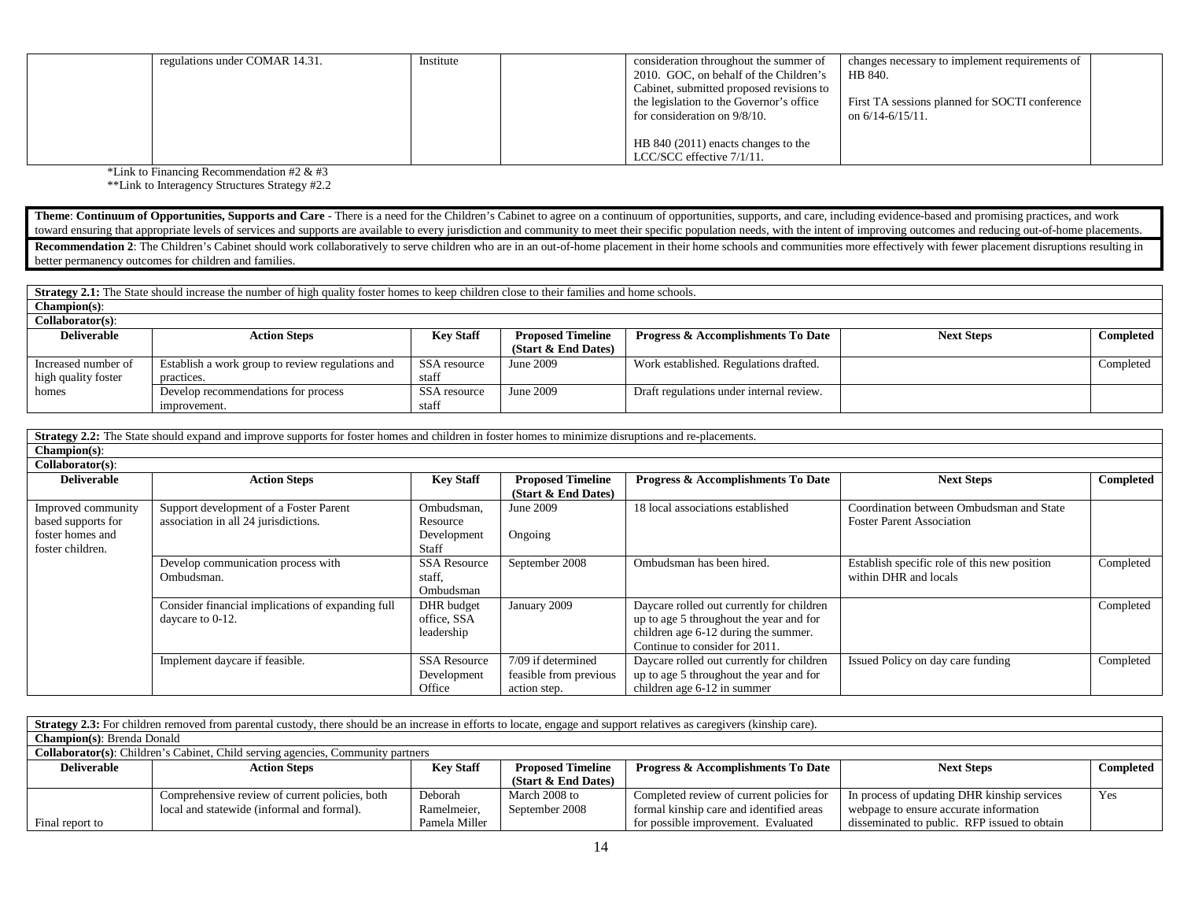| | regulations under COMAR 14.31. | Institute | | consideration throughout the summer of 2010. GOC, on behalf of the Children's Cabinet, submitted proposed revisions to the legislation to the Governor's office for consideration on 9/8/10.<br><br>HB 840 (2011) enacts changes to the LCC/SCC effective 7/1/11. | changes necessary to implement requirements of HB 840.<br><br>First TA sessions planned for SOCTI conference on 6/14-6/15/11. | |
|---|---|---|---|---|---|---|

*Link to Financing Recommendation #2 & #3
**Link to Interagency Structures Strategy #2.2

**Theme**: **Continuum of Opportunities, Supports and Care** - There is a need for the Children's Cabinet to agree on a continuum of opportunities, supports, and care, including evidence-based and promising practices, and work toward ensuring that appropriate levels of services and supports are available to every jurisdiction and community to meet their specific population needs, with the intent of improving outcomes and reducing out-of-home placements.

**Recommendation 2**: The Children's Cabinet should work collaboratively to serve children who are in an out-of-home placement in their home schools and communities more effectively with fewer placement disruptions resulting in better permanency outcomes for children and families.

**Strategy 2.1:** The State should increase the number of high quality foster homes to keep children close to their families and home schools.
**Champion(s)**:
**Collaborator(s)**:

| Deliverable | Action Steps | Key Staff | Proposed Timeline (Start & End Dates) | Progress & Accomplishments To Date | Next Steps | Completed |
|---|---|---|---|---|---|---|
| Increased number of high quality foster homes | Establish a work group to review regulations and practices. | SSA resource staff | June 2009 | Work established. Regulations drafted. | | Completed |
| | Develop recommendations for process improvement. | SSA resource staff | June 2009 | Draft regulations under internal review. | | |

**Strategy 2.2:** The State should expand and improve supports for foster homes and children in foster homes to minimize disruptions and re-placements.
**Champion(s)**:
**Collaborator(s)**:

| Deliverable | Action Steps | Key Staff | Proposed Timeline (Start & End Dates) | Progress & Accomplishments To Date | Next Steps | Completed |
|---|---|---|---|---|---|---|
| Improved community based supports for foster homes and foster children. | Support development of a Foster Parent association in all 24 jurisdictions. | Ombudsman, Resource Development Staff | June 2009<br><br>Ongoing | 18 local associations established | Coordination between Ombudsman and State Foster Parent Association | |
| | Develop communication process with Ombudsman. | SSA Resource staff, Ombudsman | September 2008 | Ombudsman has been hired. | Establish specific role of this new position within DHR and locals | Completed |
| | Consider financial implications of expanding full daycare to 0-12. | DHR budget office, SSA leadership | January 2009 | Daycare rolled out currently for children up to age 5 throughout the year and for children age 6-12 during the summer. Continue to consider for 2011. | | Completed |
| | Implement daycare if feasible. | SSA Resource Development Office | 7/09 if determined feasible from previous action step. | Daycare rolled out currently for children up to age 5 throughout the year and for children age 6-12 in summer | Issued Policy on day care funding | Completed |

**Strategy 2.3:** For children removed from parental custody, there should be an increase in efforts to locate, engage and support relatives as caregivers (kinship care).
**Champion(s)**: Brenda Donald
**Collaborator(s)**: Children's Cabinet, Child serving agencies, Community partners

| Deliverable | Action Steps | Key Staff | Proposed Timeline (Start & End Dates) | Progress & Accomplishments To Date | Next Steps | Completed |
|---|---|---|---|---|---|---|
| Final report to | Comprehensive review of current policies, both local and statewide (informal and formal). | Deborah Ramelmeier, Pamela Miller | March 2008 to September 2008 | Completed review of current policies for formal kinship care and identified areas for possible improvement. Evaluated | In process of updating DHR kinship services webpage to ensure accurate information disseminated to public. RFP issued to obtain | Yes |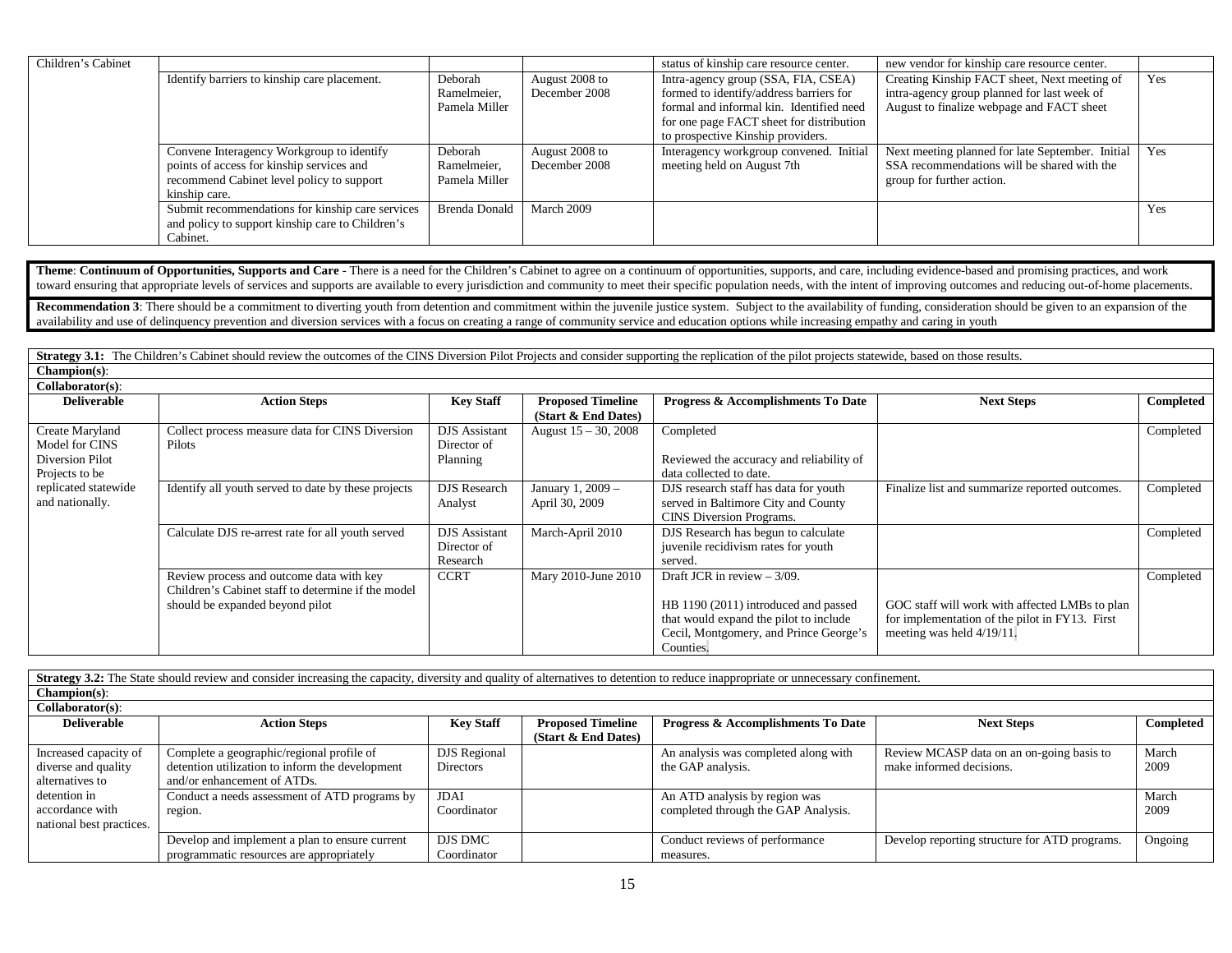| | | | | | | |
|---|---|---|---|---|---|---|
| Children's Cabinet | | | | status of kinship care resource center. | new vendor for kinship care resource center. | |
| | Identify barriers to kinship care placement. | Deborah Ramelmeier, Pamela Miller | August 2008 to December 2008 | Intra-agency group (SSA, FIA, CSEA) formed to identify/address barriers for formal and informal kin. Identified need for one page FACT sheet for distribution to prospective Kinship providers. | Creating Kinship FACT sheet, Next meeting of intra-agency group planned for last week of August to finalize webpage and FACT sheet | Yes |
| | Convene Interagency Workgroup to identify points of access for kinship services and recommend Cabinet level policy to support kinship care. | Deborah Ramelmeier, Pamela Miller | August 2008 to December 2008 | Interagency workgroup convened. Initial meeting held on August 7th | Next meeting planned for late September. Initial SSA recommendations will be shared with the group for further action. | Yes |
| | Submit recommendations for kinship care services and policy to support kinship care to Children's Cabinet. | Brenda Donald | March 2009 | | | Yes |

**Theme**: **Continuum of Opportunities, Supports and Care** - There is a need for the Children's Cabinet to agree on a continuum of opportunities, supports, and care, including evidence-based and promising practices, and work toward ensuring that appropriate levels of services and supports are available to every jurisdiction and community to meet their specific population needs, with the intent of improving outcomes and reducing out-of-home placements.

**Recommendation 3**: There should be a commitment to diverting youth from detention and commitment within the juvenile justice system. Subject to the availability of funding, consideration should be given to an expansion of the availability and use of delinquency prevention and diversion services with a focus on creating a range of community service and education options while increasing empathy and caring in youth

**Strategy 3.1:** The Children's Cabinet should review the outcomes of the CINS Diversion Pilot Projects and consider supporting the replication of the pilot projects statewide, based on those results.

**Champion(s)**:

**Collaborator(s)**:

| Deliverable | Action Steps | Key Staff | Proposed Timeline (Start & End Dates) | Progress & Accomplishments To Date | Next Steps | Completed |
|---|---|---|---|---|---|---|
| Create Maryland Model for CINS Diversion Pilot Projects to be replicated statewide and nationally. | Collect process measure data for CINS Diversion Pilots | DJS Assistant Director of Planning | August 15 – 30, 2008 | Completed<br><br>Reviewed the accuracy and reliability of data collected to date. | | Completed |
| | Identify all youth served to date by these projects | DJS Research Analyst | January 1, 2009 – April 30, 2009 | DJS research staff has data for youth served in Baltimore City and County CINS Diversion Programs. | Finalize list and summarize reported outcomes. | Completed |
| | Calculate DJS re-arrest rate for all youth served | DJS Assistant Director of Research | March-April 2010 | DJS Research has begun to calculate juvenile recidivism rates for youth served. | | Completed |
| | Review process and outcome data with key Children's Cabinet staff to determine if the model should be expanded beyond pilot | CCRT | Mary 2010-June 2010 | Draft JCR in review – 3/09.<br><br>HB 1190 (2011) introduced and passed that would expand the pilot to include Cecil, Montgomery, and Prince George's Counties. | GOC staff will work with affected LMBs to plan for implementation of the pilot in FY13. First meeting was held 4/19/11. | Completed |

**Strategy 3.2:** The State should review and consider increasing the capacity, diversity and quality of alternatives to detention to reduce inappropriate or unnecessary confinement.

**Champion(s)**:

**Collaborator(s)**:

| Deliverable | Action Steps | Key Staff | Proposed Timeline (Start & End Dates) | Progress & Accomplishments To Date | Next Steps | Completed |
|---|---|---|---|---|---|---|
| Increased capacity of diverse and quality alternatives to detention in accordance with national best practices. | Complete a geographic/regional profile of detention utilization to inform the development and/or enhancement of ATDs. | DJS Regional Directors | | An analysis was completed along with the GAP analysis. | Review MCASP data on an on-going basis to make informed decisions. | March 2009 |
| | Conduct a needs assessment of ATD programs by region. | JDAI Coordinator | | An ATD analysis by region was completed through the GAP Analysis. | | March 2009 |
| | Develop and implement a plan to ensure current programmatic resources are appropriately | DJS DMC Coordinator | | Conduct reviews of performance measures. | Develop reporting structure for ATD programs. | Ongoing |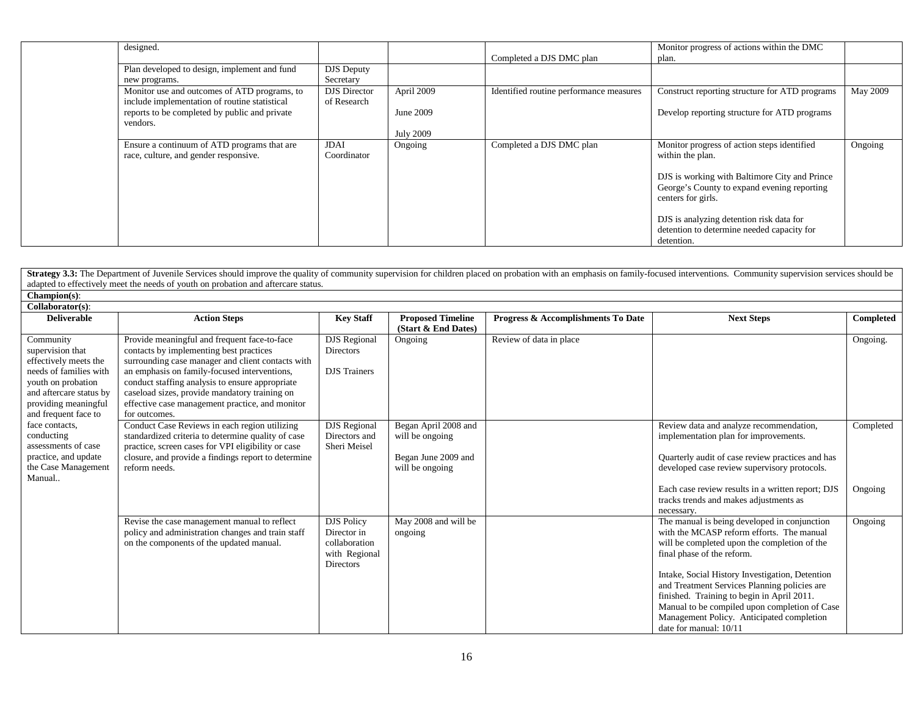| | | | | | | |
|---|---|---|---|---|---|---|
| | designed. | | | Completed a DJS DMC plan | Monitor progress of actions within the DMC plan. | |
| | Plan developed to design, implement and fund new programs. | DJS Deputy Secretary | | | | |
| | Monitor use and outcomes of ATD programs, to include implementation of routine statistical reports to be completed by public and private vendors. | DJS Director of Research | April 2009<br><br>June 2009<br><br>July 2009 | Identified routine performance measures | Construct reporting structure for ATD programs<br><br>Develop reporting structure for ATD programs | May 2009 |
| | Ensure a continuum of ATD programs that are race, culture, and gender responsive. | JDAI Coordinator | Ongoing | Completed a DJS DMC plan | Monitor progress of action steps identified within the plan.<br><br>DJS is working with Baltimore City and Prince George's County to expand evening reporting centers for girls.<br><br>DJS is analyzing detention risk data for detention to determine needed capacity for detention. | Ongoing |

**Strategy 3.3:** The Department of Juvenile Services should improve the quality of community supervision for children placed on probation with an emphasis on family-focused interventions. Community supervision services should be adapted to effectively meet the needs of youth on probation and aftercare status.

**Champion(s)**:

**Collaborator(s)**:

| Deliverable | Action Steps | Key Staff | Proposed Timeline (Start & End Dates) | Progress & Accomplishments To Date | Next Steps | Completed |
|---|---|---|---|---|---|---|
| Community supervision that effectively meets the needs of families with youth on probation and aftercare status by providing meaningful and frequent face to face contacts, conducting assessments of case practice, and update the Case Management Manual.. | Provide meaningful and frequent face-to-face contacts by implementing best practices surrounding case manager and client contacts with an emphasis on family-focused interventions, conduct staffing analysis to ensure appropriate caseload sizes, provide mandatory training on effective case management practice, and monitor for outcomes. | DJS Regional Directors<br><br>DJS Trainers | Ongoing | Review of data in place | | Ongoing. |
| | Conduct Case Reviews in each region utilizing standardized criteria to determine quality of case practice, screen cases for VPI eligibility or case closure, and provide a findings report to determine reform needs. | DJS Regional Directors and Sheri Meisel | Began April 2008 and will be ongoing<br><br>Began June 2009 and will be ongoing | | Review data and analyze recommendation, implementation plan for improvements.<br><br>Quarterly audit of case review practices and has developed case review supervisory protocols.<br><br>Each case review results in a written report; DJS tracks trends and makes adjustments as necessary. | Completed<br><br><br><br>Ongoing |
| | Revise the case management manual to reflect policy and administration changes and train staff on the components of the updated manual. | DJS Policy Director in collaboration with Regional Directors | May 2008 and will be ongoing | | The manual is being developed in conjunction with the MCASP reform efforts. The manual will be completed upon the completion of the final phase of the reform.<br><br>Intake, Social History Investigation, Detention and Treatment Services Planning policies are finished. Training to begin in April 2011. Manual to be compiled upon completion of Case Management Policy. Anticipated completion date for manual: 10/11 | Ongoing |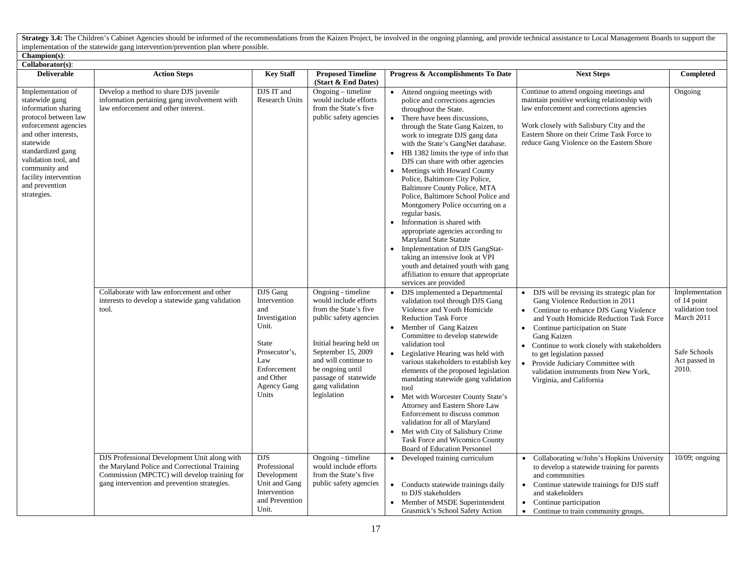**Strategy 3.4:** The Children's Cabinet Agencies should be informed of the recommendations from the Kaizen Project, be involved in the ongoing planning, and provide technical assistance to Local Management Boards to support the implementation of the statewide gang intervention/prevention plan where possible.

**Champion(s)**:

**Collaborator(s)**:

| Deliverable | Action Steps | Key Staff | Proposed Timeline (Start & End Dates) | Progress & Accomplishments To Date | Next Steps | Completed |
|---|---|---|---|---|---|---|
| Implementation of statewide gang information sharing protocol between law enforcement agencies and other interests, statewide standardized gang validation tool, and community and facility intervention and prevention strategies. | Develop a method to share DJS juvenile information pertaining gang involvement with law enforcement and other interest. | DJS IT and Research Units | Ongoing – timeline would include efforts from the State's five public safety agencies | • Attend ongoing meetings with police and corrections agencies throughout the State.<br>• There have been discussions, through the State Gang Kaizen, to work to integrate DJS gang data with the State's GangNet database.<br>• HB 1382 limits the type of info that DJS can share with other agencies<br>• Meetings with Howard County Police, Baltimore City Police, Baltimore County Police, MTA Police, Baltimore School Police and Montgomery Police occurring on a regular basis.<br>• Information is shared with appropriate agencies according to Maryland State Statute<br>• Implementation of DJS GangStat-taking an intensive look at VPI youth and detained youth with gang affiliation to ensure that appropriate services are provided | Continue to attend ongoing meetings and maintain positive working relationship with law enforcement and corrections agencies<br><br>Work closely with Salisbury City and the Eastern Shore on their Crime Task Force to reduce Gang Violence on the Eastern Shore | Ongoing |
| | Collaborate with law enforcement and other interests to develop a statewide gang validation tool. | DJS Gang Intervention and Investigation Unit.<br><br>State Prosecutor's, Law Enforcement and Other Agency Gang Units | Ongoing - timeline would include efforts from the State's five public safety agencies<br><br>Initial hearing held on September 15, 2009 and will continue to be ongoing until passage of statewide gang validation legislation | • DJS implemented a Departmental validation tool through DJS Gang Violence and Youth Homicide Reduction Task Force<br>• Member of Gang Kaizen Committee to develop statewide validation tool<br>• Legislative Hearing was held with various stakeholders to establish key elements of the proposed legislation mandating statewide gang validation tool<br>• Met with Worcester County State's Attorney and Eastern Shore Law Enforcement to discuss common validation for all of Maryland<br>• Met with City of Salisbury Crime Task Force and Wicomico County Board of Education Personnel | • DJS will be revising its strategic plan for Gang Violence Reduction in 2011<br>• Continue to enhance DJS Gang Violence and Youth Homicide Reduction Task Force<br>• Continue participation on State Gang Kaizen<br>• Continue to work closely with stakeholders to get legislation passed<br>• Provide Judiciary Committee with validation instruments from New York, Virginia, and California | Implementation of 14 point validation tool March 2011<br><br>Safe Schools Act passed in 2010. |
| | DJS Professional Development Unit along with the Maryland Police and Correctional Training Commission (MPCTC) will develop training for gang intervention and prevention strategies. | DJS Professional Development Unit and Gang Intervention and Prevention Unit. | Ongoing - timeline would include efforts from the State's five public safety agencies | • Developed training curriculum<br>• Conducts statewide trainings daily to DJS stakeholders<br>• Member of MSDE Superintendent Grasmick's School Safety Action | • Collaborating w/John's Hopkins University to develop a statewide training for parents and communities<br>• Continue statewide trainings for DJS staff and stakeholders<br>• Continue participation<br>• Continue to train community groups, | 10/09; ongoing |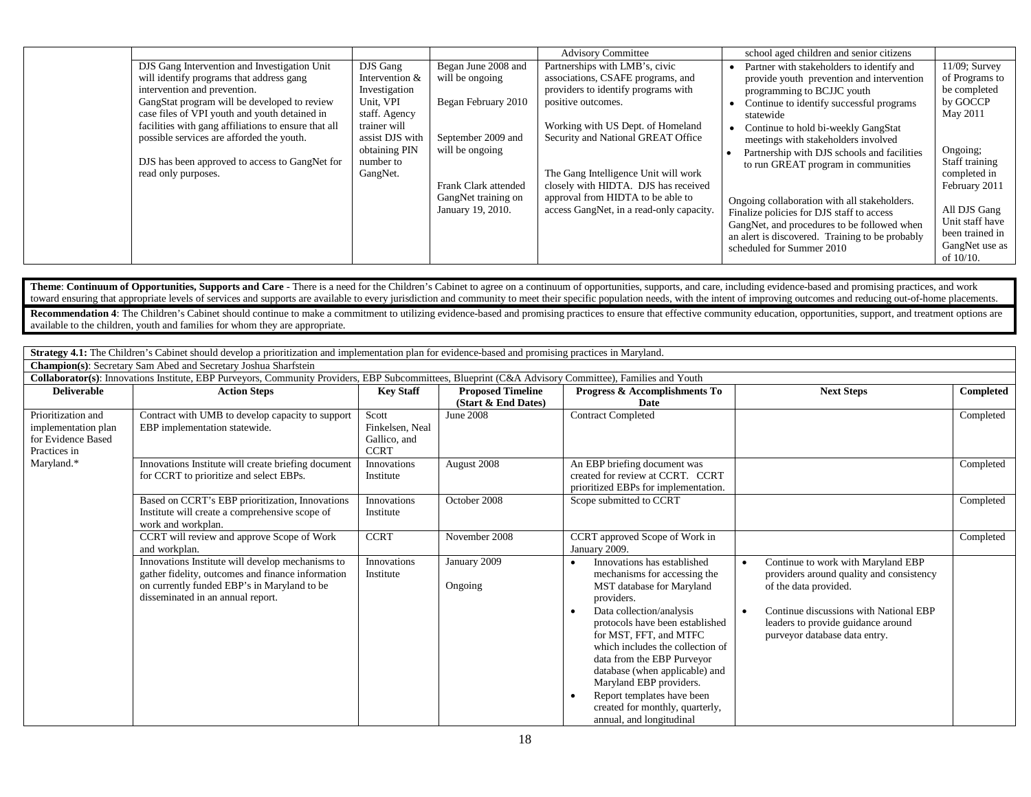| | | | | | | |
|---|---|---|---|---|---|---|
| | | | | Advisory Committee | school aged children and senior citizens | |
| | DJS Gang Intervention and Investigation Unit will identify programs that address gang intervention and prevention.<br>GangStat program will be developed to review case files of VPI youth and youth detained in facilities with gang affiliations to ensure that all possible services are afforded the youth.<br><br>DJS has been approved to access to GangNet for read only purposes. | DJS Gang Intervention & Investigation Unit, VPI staff. Agency trainer will assist DJS with obtaining PIN number to GangNet. | Began June 2008 and will be ongoing<br><br>Began February 2010<br><br>September 2009 and will be ongoing<br><br>Frank Clark attended GangNet training on January 19, 2010. | Partnerships with LMB's, civic associations, CSAFE programs, and providers to identify programs with positive outcomes.<br><br>Working with US Dept. of Homeland Security and National GREAT Office<br><br>The Gang Intelligence Unit will work closely with HIDTA. DJS has received approval from HIDTA to be able to access GangNet, in a read-only capacity. | • Partner with stakeholders to identify and provide youth prevention and intervention programming to BCJJC youth<br>• Continue to identify successful programs statewide<br>• Continue to hold bi-weekly GangStat meetings with stakeholders involved<br>• Partnership with DJS schools and facilities to run GREAT program in communities<br><br>Ongoing collaboration with all stakeholders. Finalize policies for DJS staff to access GangNet, and procedures to be followed when an alert is discovered. Training to be probably scheduled for Summer 2010 | 11/09; Survey of Programs to be completed by GOCCP May 2011<br><br>Ongoing; Staff training completed in February 2011<br><br>All DJS Gang Unit staff have been trained in GangNet use as of 10/10. |

**Theme**: **Continuum of Opportunities, Supports and Care** - There is a need for the Children's Cabinet to agree on a continuum of opportunities, supports, and care, including evidence-based and promising practices, and work toward ensuring that appropriate levels of services and supports are available to every jurisdiction and community to meet their specific population needs, with the intent of improving outcomes and reducing out-of-home placements.

**Recommendation 4**: The Children's Cabinet should continue to make a commitment to utilizing evidence-based and promising practices to ensure that effective community education, opportunities, support, and treatment options are available to the children, youth and families for whom they are appropriate.

**Strategy 4.1:** The Children's Cabinet should develop a prioritization and implementation plan for evidence-based and promising practices in Maryland.

**Champion(s)**: Secretary Sam Abed and Secretary Joshua Sharfstein

**Collaborator(s)**: Innovations Institute, EBP Purveyors, Community Providers, EBP Subcommittees, Blueprint (C&A Advisory Committee), Families and Youth

| Deliverable | Action Steps | Key Staff | Proposed Timeline (Start & End Dates) | Progress & Accomplishments To Date | Next Steps | Completed |
|---|---|---|---|---|---|---|
| Prioritization and implementation plan for Evidence Based Practices in Maryland.* | Contract with UMB to develop capacity to support EBP implementation statewide. | Scott Finkelsen, Neal Gallico, and CCRT | June 2008 | Contract Completed | | Completed |
| | Innovations Institute will create briefing document for CCRT to prioritize and select EBPs. | Innovations Institute | August 2008 | An EBP briefing document was created for review at CCRT. CCRT prioritized EBPs for implementation. | | Completed |
| | Based on CCRT's EBP prioritization, Innovations Institute will create a comprehensive scope of work and workplan. | Innovations Institute | October 2008 | Scope submitted to CCRT | | Completed |
| | CCRT will review and approve Scope of Work and workplan. | CCRT | November 2008 | CCRT approved Scope of Work in January 2009. | | Completed |
| | Innovations Institute will develop mechanisms to gather fidelity, outcomes and finance information on currently funded EBP's in Maryland to be disseminated in an annual report. | Innovations Institute | January 2009<br><br>Ongoing | • Innovations has established mechanisms for accessing the MST database for Maryland providers.<br>• Data collection/analysis protocols have been established for MST, FFT, and MTFC which includes the collection of data from the EBP Purveyor database (when applicable) and Maryland EBP providers.<br>• Report templates have been created for monthly, quarterly, annual, and longitudinal | • Continue to work with Maryland EBP providers around quality and consistency of the data provided.<br>• Continue discussions with National EBP leaders to provide guidance around purveyor database data entry. | |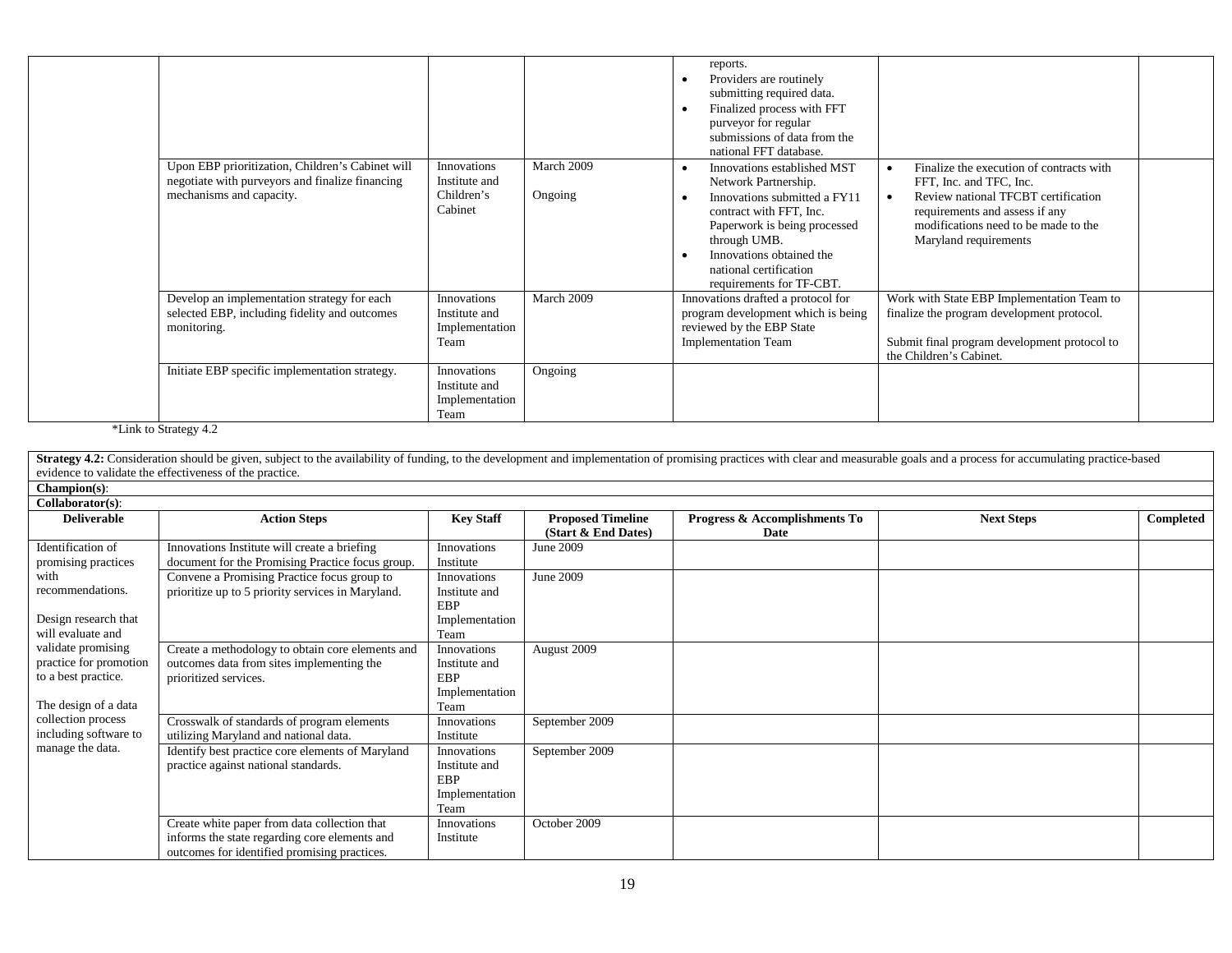| | | | | | | |
|---|---|---|---|---|---|---|
| | | | | reports.<br>• Providers are routinely submitting required data.<br>• Finalized process with FFT purveyor for regular submissions of data from the national FFT database. | | |
| | Upon EBP prioritization, Children's Cabinet will negotiate with purveyors and finalize financing mechanisms and capacity. | Innovations Institute and Children's Cabinet | March 2009<br><br>Ongoing | • Innovations established MST Network Partnership.<br>• Innovations submitted a FY11 contract with FFT, Inc. Paperwork is being processed through UMB.<br>• Innovations obtained the national certification requirements for TF-CBT. | • Finalize the execution of contracts with FFT, Inc. and TFC, Inc.<br>• Review national TFCBT certification requirements and assess if any modifications need to be made to the Maryland requirements | |
| | Develop an implementation strategy for each selected EBP, including fidelity and outcomes monitoring. | Innovations Institute and Implementation Team | March 2009 | Innovations drafted a protocol for program development which is being reviewed by the EBP State Implementation Team | Work with State EBP Implementation Team to finalize the program development protocol.<br><br>Submit final program development protocol to the Children's Cabinet. | |
| | Initiate EBP specific implementation strategy. | Innovations Institute and Implementation Team | Ongoing | | | |

*Link to Strategy 4.2

**Strategy 4.2:** Consideration should be given, subject to the availability of funding, to the development and implementation of promising practices with clear and measurable goals and a process for accumulating practice-based evidence to validate the effectiveness of the practice.

**Champion(s)**:

**Collaborator(s)**:

| Deliverable | Action Steps | Key Staff | Proposed Timeline (Start & End Dates) | Progress & Accomplishments To Date | Next Steps | Completed |
|---|---|---|---|---|---|---|
| Identification of promising practices with recommendations.<br><br>Design research that will evaluate and validate promising practice for promotion to a best practice.<br><br>The design of a data collection process including software to manage the data. | Innovations Institute will create a briefing document for the Promising Practice focus group. | Innovations Institute | June 2009 | | | |
| | Convene a Promising Practice focus group to prioritize up to 5 priority services in Maryland. | Innovations Institute and EBP Implementation Team | June 2009 | | | |
| | Create a methodology to obtain core elements and outcomes data from sites implementing the prioritized services. | Innovations Institute and EBP Implementation Team | August 2009 | | | |
| | Crosswalk of standards of program elements utilizing Maryland and national data. | Innovations Institute | September 2009 | | | |
| | Identify best practice core elements of Maryland practice against national standards. | Innovations Institute and EBP Implementation Team | September 2009 | | | |
| | Create white paper from data collection that informs the state regarding core elements and outcomes for identified promising practices. | Innovations Institute | October 2009 | | | |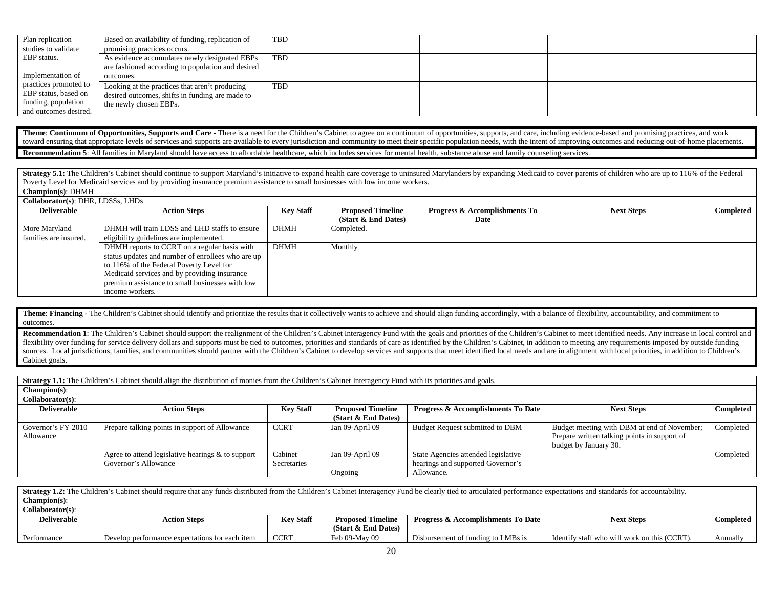| Plan replication studies to validate EBP status.<br><br>Implementation of practices promoted to EBP status, based on funding, population and outcomes desired. | Based on availability of funding, replication of promising practices occurs. | TBD | | | | |
|---|---|---|---|---|---|---|
| | As evidence accumulates newly designated EBPs are fashioned according to population and desired outcomes. | TBD | | | | |
| | Looking at the practices that aren't producing desired outcomes, shifts in funding are made to the newly chosen EBPs. | TBD | | | | |

**Theme**: **Continuum of Opportunities, Supports and Care** - There is a need for the Children's Cabinet to agree on a continuum of opportunities, supports, and care, including evidence-based and promising practices, and work toward ensuring that appropriate levels of services and supports are available to every jurisdiction and community to meet their specific population needs, with the intent of improving outcomes and reducing out-of-home placements.

**Recommendation 5**: All families in Maryland should have access to affordable healthcare, which includes services for mental health, substance abuse and family counseling services.

**Strategy 5.1:** The Children's Cabinet should continue to support Maryland's initiative to expand health care coverage to uninsured Marylanders by expanding Medicaid to cover parents of children who are up to 116% of the Federal Poverty Level for Medicaid services and by providing insurance premium assistance to small businesses with low income workers.

**Champion(s)**: DHMH

**Collaborator(s)**: DHR, LDSSs, LHDs

| Deliverable | Action Steps | Key Staff | Proposed Timeline (Start & End Dates) | Progress & Accomplishments To Date | Next Steps | Completed |
|---|---|---|---|---|---|---|
| More Maryland families are insured. | DHMH will train LDSS and LHD staffs to ensure eligibility guidelines are implemented. | DHMH | Completed. | | | |
| | DHMH reports to CCRT on a regular basis with status updates and number of enrollees who are up to 116% of the Federal Poverty Level for Medicaid services and by providing insurance premium assistance to small businesses with low income workers. | DHMH | Monthly | | | |

**Theme**: **Financing -** The Children's Cabinet should identify and prioritize the results that it collectively wants to achieve and should align funding accordingly, with a balance of flexibility, accountability, and commitment to outcomes.

**Recommendation 1**: The Children's Cabinet should support the realignment of the Children's Cabinet Interagency Fund with the goals and priorities of the Children's Cabinet to meet identified needs. Any increase in local control and flexibility over funding for service delivery dollars and supports must be tied to outcomes, priorities and standards of care as identified by the Children's Cabinet, in addition to meeting any requirements imposed by outside funding sources. Local jurisdictions, families, and communities should partner with the Children's Cabinet to develop services and supports that meet identified local needs and are in alignment with local priorities, in addition to Children's Cabinet goals.

**Strategy 1.1:** The Children's Cabinet should align the distribution of monies from the Children's Cabinet Interagency Fund with its priorities and goals.

**Champion(s)**:

**Collaborator(s)**:

| Deliverable | Action Steps | Key Staff | Proposed Timeline (Start & End Dates) | Progress & Accomplishments To Date | Next Steps | Completed |
|---|---|---|---|---|---|---|
| Governor's FY 2010 Allowance | Prepare talking points in support of Allowance | CCRT | Jan 09-April 09 | Budget Request submitted to DBM | Budget meeting with DBM at end of November; Prepare written talking points in support of budget by January 30. | Completed |
| | Agree to attend legislative hearings & to support Governor's Allowance | Cabinet Secretaries | Jan 09-April 09<br><br>Ongoing | State Agencies attended legislative hearings and supported Governor's Allowance. | | Completed |

**Strategy 1.2:** The Children's Cabinet should require that any funds distributed from the Children's Cabinet Interagency Fund be clearly tied to articulated performance expectations and standards for accountability.

**Champion(s)**:

**Collaborator(s)**:

| Deliverable | Action Steps | Key Staff | Proposed Timeline (Start & End Dates) | Progress & Accomplishments To Date | Next Steps | Completed |
|---|---|---|---|---|---|---|
| Performance | Develop performance expectations for each item | CCRT | Feb 09-May 09 | Disbursement of funding to LMBs is | Identify staff who will work on this (CCRT). | Annually |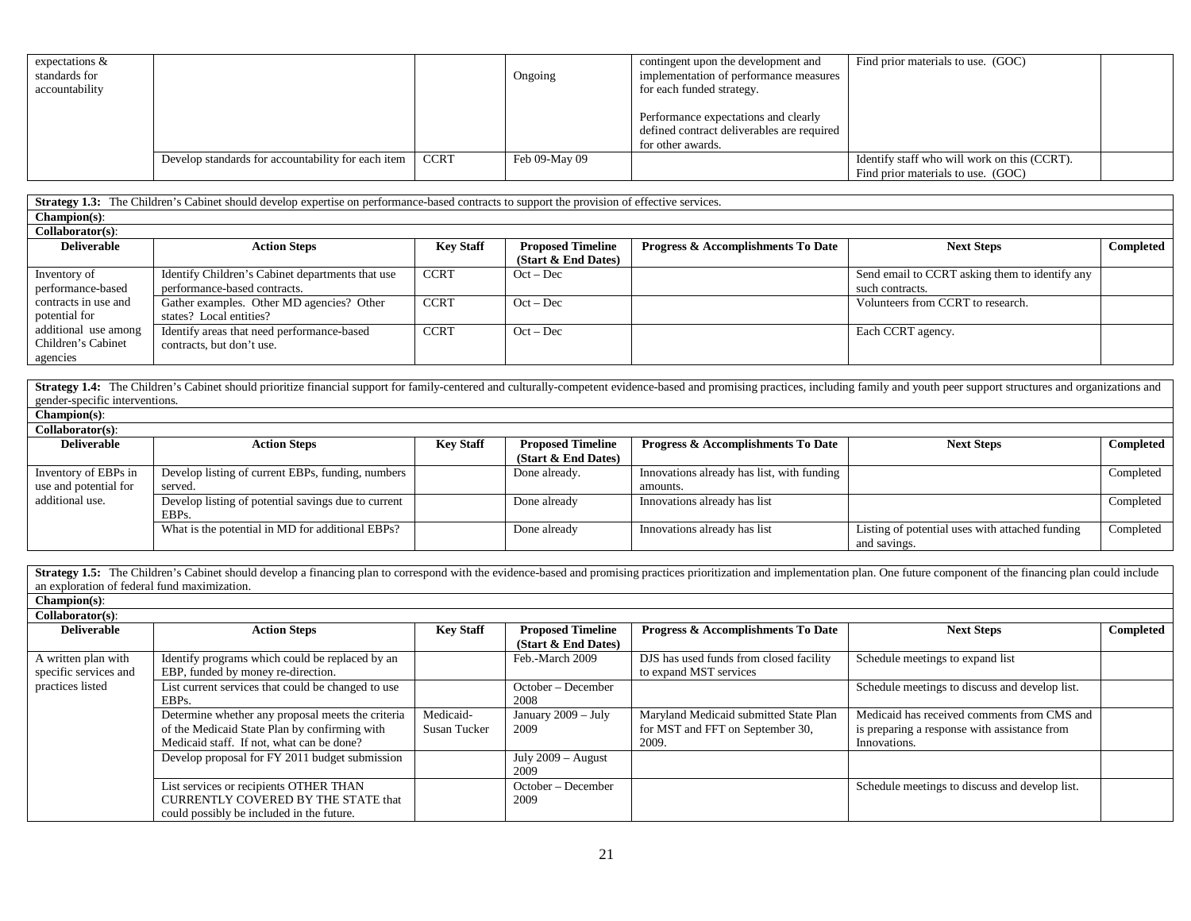| expectations & standards for accountability | | | Ongoing | contingent upon the development and implementation of performance measures for each funded strategy.<br><br>Performance expectations and clearly defined contract deliverables are required for other awards. | Find prior materials to use. (GOC) | |
|---|---|---|---|---|---|---|
| | Develop standards for accountability for each item | CCRT | Feb 09-May 09 | | Identify staff who will work on this (CCRT). Find prior materials to use. (GOC) | |

**Strategy 1.3:** The Children's Cabinet should develop expertise on performance-based contracts to support the provision of effective services.

**Champion(s)**:

**Collaborator(s)**:

| Deliverable | Action Steps | Key Staff | Proposed Timeline (Start & End Dates) | Progress & Accomplishments To Date | Next Steps | Completed |
|---|---|---|---|---|---|---|
| Inventory of performance-based contracts in use and potential for additional use among Children's Cabinet agencies | Identify Children's Cabinet departments that use performance-based contracts. | CCRT | Oct – Dec | | Send email to CCRT asking them to identify any such contracts. | |
| | Gather examples. Other MD agencies? Other states? Local entities? | CCRT | Oct – Dec | | Volunteers from CCRT to research. | |
| | Identify areas that need performance-based contracts, but don't use. | CCRT | Oct – Dec | | Each CCRT agency. | |

**Strategy 1.4:** The Children's Cabinet should prioritize financial support for family-centered and culturally-competent evidence-based and promising practices, including family and youth peer support structures and organizations and gender-specific interventions.

**Champion(s)**:

**Collaborator(s)**:

| Deliverable | Action Steps | Key Staff | Proposed Timeline (Start & End Dates) | Progress & Accomplishments To Date | Next Steps | Completed |
|---|---|---|---|---|---|---|
| Inventory of EBPs in use and potential for additional use. | Develop listing of current EBPs, funding, numbers served. | | Done already. | Innovations already has list, with funding amounts. | | Completed |
| | Develop listing of potential savings due to current EBPs. | | Done already | Innovations already has list | | Completed |
| | What is the potential in MD for additional EBPs? | | Done already | Innovations already has list | Listing of potential uses with attached funding and savings. | Completed |

**Strategy 1.5:** The Children's Cabinet should develop a financing plan to correspond with the evidence-based and promising practices prioritization and implementation plan. One future component of the financing plan could include an exploration of federal fund maximization.

**Champion(s)**:

**Collaborator(s)**:

| Deliverable | Action Steps | Key Staff | Proposed Timeline (Start & End Dates) | Progress & Accomplishments To Date | Next Steps | Completed |
|---|---|---|---|---|---|---|
| A written plan with specific services and practices listed | Identify programs which could be replaced by an EBP, funded by money re-direction. | | Feb.-March 2009 | DJS has used funds from closed facility to expand MST services | Schedule meetings to expand list | |
| | List current services that could be changed to use EBPs. | | October – December 2008 | | Schedule meetings to discuss and develop list. | |
| | Determine whether any proposal meets the criteria of the Medicaid State Plan by confirming with Medicaid staff. If not, what can be done? | Medicaid-Susan Tucker | January 2009 – July 2009 | Maryland Medicaid submitted State Plan for MST and FFT on September 30, 2009. | Medicaid has received comments from CMS and is preparing a response with assistance from Innovations. | |
| | Develop proposal for FY 2011 budget submission | | July 2009 – August 2009 | | | |
| | List services or recipients OTHER THAN CURRENTLY COVERED BY THE STATE that could possibly be included in the future. | | October – December 2009 | | Schedule meetings to discuss and develop list. | |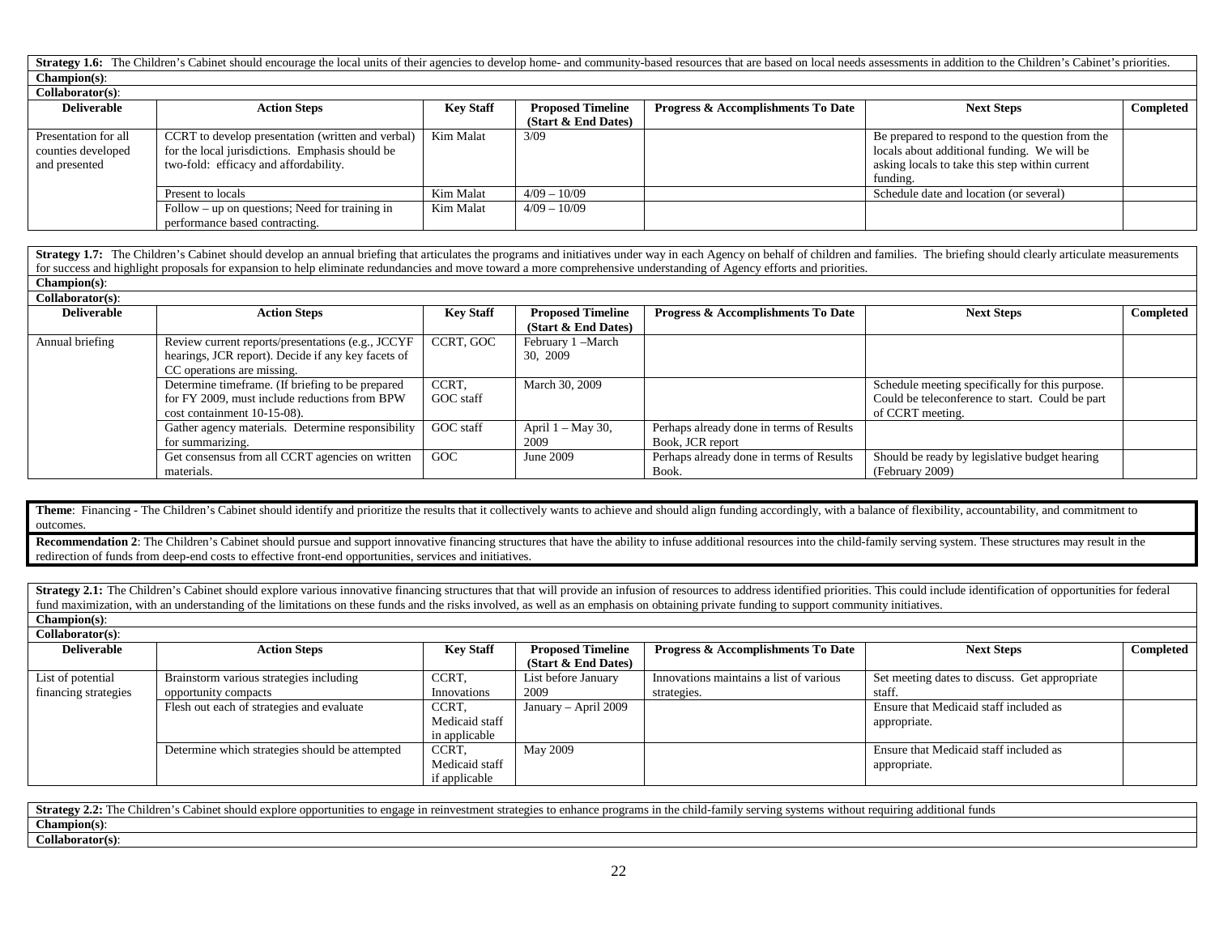**Strategy 1.6:** The Children's Cabinet should encourage the local units of their agencies to develop home- and community-based resources that are based on local needs assessments in addition to the Children's Cabinet's priorities.

**Champion(s)**:

**Collaborator(s)**:

| Deliverable | Action Steps | Key Staff | Proposed Timeline (Start & End Dates) | Progress & Accomplishments To Date | Next Steps | Completed |
|---|---|---|---|---|---|---|
| Presentation for all counties developed and presented | CCRT to develop presentation (written and verbal) for the local jurisdictions. Emphasis should be two-fold: efficacy and affordability. | Kim Malat | 3/09 | | Be prepared to respond to the question from the locals about additional funding. We will be asking locals to take this step within current funding. | |
| | Present to locals | Kim Malat | 4/09 – 10/09 | | Schedule date and location (or several) | |
| | Follow – up on questions; Need for training in performance based contracting. | Kim Malat | 4/09 – 10/09 | | | |

**Strategy 1.7:** The Children's Cabinet should develop an annual briefing that articulates the programs and initiatives under way in each Agency on behalf of children and families. The briefing should clearly articulate measurements for success and highlight proposals for expansion to help eliminate redundancies and move toward a more comprehensive understanding of Agency efforts and priorities.

**Champion(s)**:

**Collaborator(s)**:

| Deliverable | Action Steps | Key Staff | Proposed Timeline (Start & End Dates) | Progress & Accomplishments To Date | Next Steps | Completed |
|---|---|---|---|---|---|---|
| Annual briefing | Review current reports/presentations (e.g., JCCYF hearings, JCR report). Decide if any key facets of CC operations are missing. | CCRT, GOC | February 1 –March 30, 2009 | | | |
| | Determine timeframe. (If briefing to be prepared for FY 2009, must include reductions from BPW cost containment 10-15-08). | CCRT, GOC staff | March 30, 2009 | | Schedule meeting specifically for this purpose. Could be teleconference to start. Could be part of CCRT meeting. | |
| | Gather agency materials. Determine responsibility for summarizing. | GOC staff | April 1 – May 30, 2009 | Perhaps already done in terms of Results Book, JCR report | | |
| | Get consensus from all CCRT agencies on written materials. | GOC | June 2009 | Perhaps already done in terms of Results Book. | Should be ready by legislative budget hearing (February 2009) | |

**Theme**: Financing - The Children's Cabinet should identify and prioritize the results that it collectively wants to achieve and should align funding accordingly, with a balance of flexibility, accountability, and commitment to outcomes.

**Recommendation 2**: The Children's Cabinet should pursue and support innovative financing structures that have the ability to infuse additional resources into the child-family serving system. These structures may result in the redirection of funds from deep-end costs to effective front-end opportunities, services and initiatives.

**Strategy 2.1:** The Children's Cabinet should explore various innovative financing structures that that will provide an infusion of resources to address identified priorities. This could include identification of opportunities for federal fund maximization, with an understanding of the limitations on these funds and the risks involved, as well as an emphasis on obtaining private funding to support community initiatives.

**Champion(s)**:

**Collaborator(s)**:

| Deliverable | Action Steps | Key Staff | Proposed Timeline (Start & End Dates) | Progress & Accomplishments To Date | Next Steps | Completed |
|---|---|---|---|---|---|---|
| List of potential financing strategies | Brainstorm various strategies including opportunity compacts | CCRT, Innovations | List before January 2009 | Innovations maintains a list of various strategies. | Set meeting dates to discuss. Get appropriate staff. | |
| | Flesh out each of strategies and evaluate | CCRT, Medicaid staff in applicable | January – April 2009 | | Ensure that Medicaid staff included as appropriate. | |
| | Determine which strategies should be attempted | CCRT, Medicaid staff if applicable | May 2009 | | Ensure that Medicaid staff included as appropriate. | |

**Strategy 2.2:** The Children's Cabinet should explore opportunities to engage in reinvestment strategies to enhance programs in the child-family serving systems without requiring additional funds

**Champion(s)**:

**Collaborator(s)**: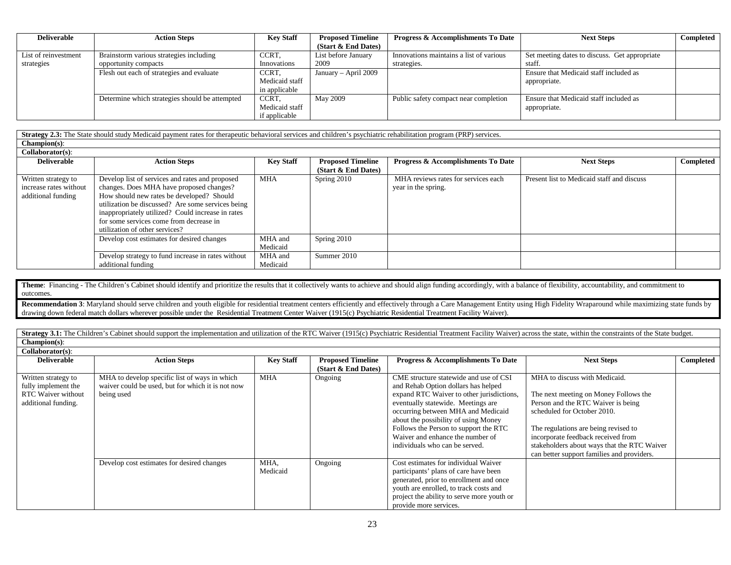| Deliverable | Action Steps | Key Staff | Proposed Timeline (Start & End Dates) | Progress & Accomplishments To Date | Next Steps | Completed |
|---|---|---|---|---|---|---|
| List of reinvestment strategies | Brainstorm various strategies including opportunity compacts | CCRT, Innovations | List before January 2009 | Innovations maintains a list of various strategies. | Set meeting dates to discuss. Get appropriate staff. | |
| | Flesh out each of strategies and evaluate | CCRT, Medicaid staff in applicable | January – April 2009 | | Ensure that Medicaid staff included as appropriate. | |
| | Determine which strategies should be attempted | CCRT, Medicaid staff if applicable | May 2009 | Public safety compact near completion | Ensure that Medicaid staff included as appropriate. | |

**Strategy 2.3:** The State should study Medicaid payment rates for therapeutic behavioral services and children's psychiatric rehabilitation program (PRP) services.

**Champion(s)**:

**Collaborator(s)**:

| Deliverable | Action Steps | Key Staff | Proposed Timeline (Start & End Dates) | Progress & Accomplishments To Date | Next Steps | Completed |
|---|---|---|---|---|---|---|
| Written strategy to increase rates without additional funding | Develop list of services and rates and proposed changes. Does MHA have proposed changes? How should new rates be developed? Should utilization be discussed? Are some services being inappropriately utilized? Could increase in rates for some services come from decrease in utilization of other services? | MHA | Spring 2010 | MHA reviews rates for services each year in the spring. | Present list to Medicaid staff and discuss | |
| | Develop cost estimates for desired changes | MHA and Medicaid | Spring 2010 | | | |
| | Develop strategy to fund increase in rates without additional funding | MHA and Medicaid | Summer 2010 | | | |

**Theme**: Financing - The Children's Cabinet should identify and prioritize the results that it collectively wants to achieve and should align funding accordingly, with a balance of flexibility, accountability, and commitment to outcomes.

**Recommendation 3**: Maryland should serve children and youth eligible for residential treatment centers efficiently and effectively through a Care Management Entity using High Fidelity Wraparound while maximizing state funds by drawing down federal match dollars wherever possible under the Residential Treatment Center Waiver (1915(c) Psychiatric Residential Treatment Facility Waiver).

**Strategy 3.1:** The Children's Cabinet should support the implementation and utilization of the RTC Waiver (1915(c) Psychiatric Residential Treatment Facility Waiver) across the state, within the constraints of the State budget.

**Champion(s)**:

**Collaborator(s)**:

| Deliverable | Action Steps | Key Staff | Proposed Timeline (Start & End Dates) | Progress & Accomplishments To Date | Next Steps | Completed |
|---|---|---|---|---|---|---|
| Written strategy to fully implement the RTC Waiver without additional funding. | MHA to develop specific list of ways in which waiver could be used, but for which it is not now being used | MHA | Ongoing | CME structure statewide and use of CSI and Rehab Option dollars has helped expand RTC Waiver to other jurisdictions, eventually statewide. Meetings are occurring between MHA and Medicaid about the possibility of using Money Follows the Person to support the RTC Waiver and enhance the number of individuals who can be served. | MHA to discuss with Medicaid.<br><br>The next meeting on Money Follows the Person and the RTC Waiver is being scheduled for October 2010.<br><br>The regulations are being revised to incorporate feedback received from stakeholders about ways that the RTC Waiver can better support families and providers. | |
| | Develop cost estimates for desired changes | MHA, Medicaid | Ongoing | Cost estimates for individual Waiver participants' plans of care have been generated, prior to enrollment and once youth are enrolled, to track costs and project the ability to serve more youth or provide more services. | | |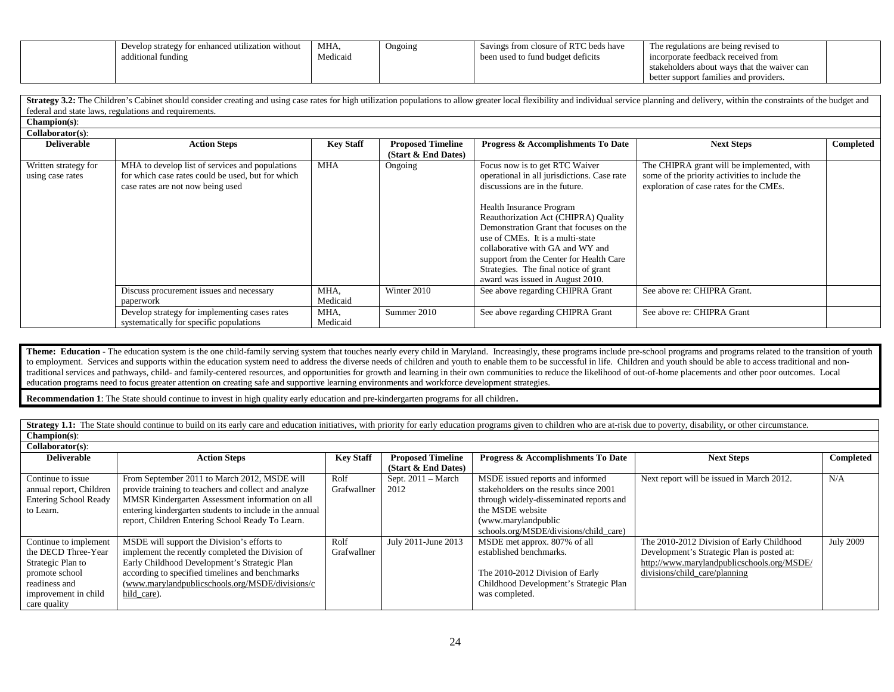| | Develop strategy for enhanced utilization without additional funding | MHA, Medicaid | Ongoing | Savings from closure of RTC beds have been used to fund budget deficits | The regulations are being revised to incorporate feedback received from stakeholders about ways that the waiver can better support families and providers. | |
|---|---|---|---|---|---|---|

**Strategy 3.2:** The Children's Cabinet should consider creating and using case rates for high utilization populations to allow greater local flexibility and individual service planning and delivery, within the constraints of the budget and federal and state laws, regulations and requirements.

**Champion(s)**:

**Collaborator(s)**:

| Deliverable | Action Steps | Key Staff | Proposed Timeline (Start & End Dates) | Progress & Accomplishments To Date | Next Steps | Completed |
|---|---|---|---|---|---|---|
| Written strategy for using case rates | MHA to develop list of services and populations for which case rates could be used, but for which case rates are not now being used | MHA | Ongoing | Focus now is to get RTC Waiver operational in all jurisdictions. Case rate discussions are in the future.<br><br>Health Insurance Program Reauthorization Act (CHIPRA) Quality Demonstration Grant that focuses on the use of CMEs. It is a multi-state collaborative with GA and WY and support from the Center for Health Care Strategies. The final notice of grant award was issued in August 2010. | The CHIPRA grant will be implemented, with some of the priority activities to include the exploration of case rates for the CMEs. | |
| | Discuss procurement issues and necessary paperwork | MHA, Medicaid | Winter 2010 | See above regarding CHIPRA Grant | See above re: CHIPRA Grant. | |
| | Develop strategy for implementing cases rates systematically for specific populations | MHA, Medicaid | Summer 2010 | See above regarding CHIPRA Grant | See above re: CHIPRA Grant | |

**Theme: Education** - The education system is the one child-family serving system that touches nearly every child in Maryland. Increasingly, these programs include pre-school programs and programs related to the transition of youth to employment. Services and supports within the education system need to address the diverse needs of children and youth to enable them to be successful in life. Children and youth should be able to access traditional and non-traditional services and pathways, child- and family-centered resources, and opportunities for growth and learning in their own communities to reduce the likelihood of out-of-home placements and other poor outcomes. Local education programs need to focus greater attention on creating safe and supportive learning environments and workforce development strategies.

**Recommendation 1**: The State should continue to invest in high quality early education and pre-kindergarten programs for all children.

**Strategy 1.1:** The State should continue to build on its early care and education initiatives, with priority for early education programs given to children who are at-risk due to poverty, disability, or other circumstance.

**Champion(s)**:

**Collaborator(s)**:

| Deliverable | Action Steps | Key Staff | Proposed Timeline (Start & End Dates) | Progress & Accomplishments To Date | Next Steps | Completed |
|---|---|---|---|---|---|---|
| Continue to issue annual report, Children Entering School Ready to Learn. | From September 2011 to March 2012, MSDE will provide training to teachers and collect and analyze MMSR Kindergarten Assessment information on all entering kindergarten students to include in the annual report, Children Entering School Ready To Learn. | Rolf Grafwallner | Sept. 2011 – March 2012 | MSDE issued reports and informed stakeholders on the results since 2001 through widely-disseminated reports and the MSDE website (www.marylandpublic schools.org/MSDE/divisions/child_care) | Next report will be issued in March 2012. | N/A |
| Continue to implement the DECD Three-Year Strategic Plan to promote school readiness and improvement in child care quality | MSDE will support the Division's efforts to implement the recently completed the Division of Early Childhood Development's Strategic Plan according to specified timelines and benchmarks (www.marylandpublicschools.org/MSDE/divisions/child_care). | Rolf Grafwallner | July 2011-June 2013 | MSDE met approx. 807% of all established benchmarks.<br><br>The 2010-2012 Division of Early Childhood Development's Strategic Plan was completed. | The 2010-2012 Division of Early Childhood Development's Strategic Plan is posted at: http://www.marylandpublicschools.org/MSDE/divisions/child_care/planning | July 2009 |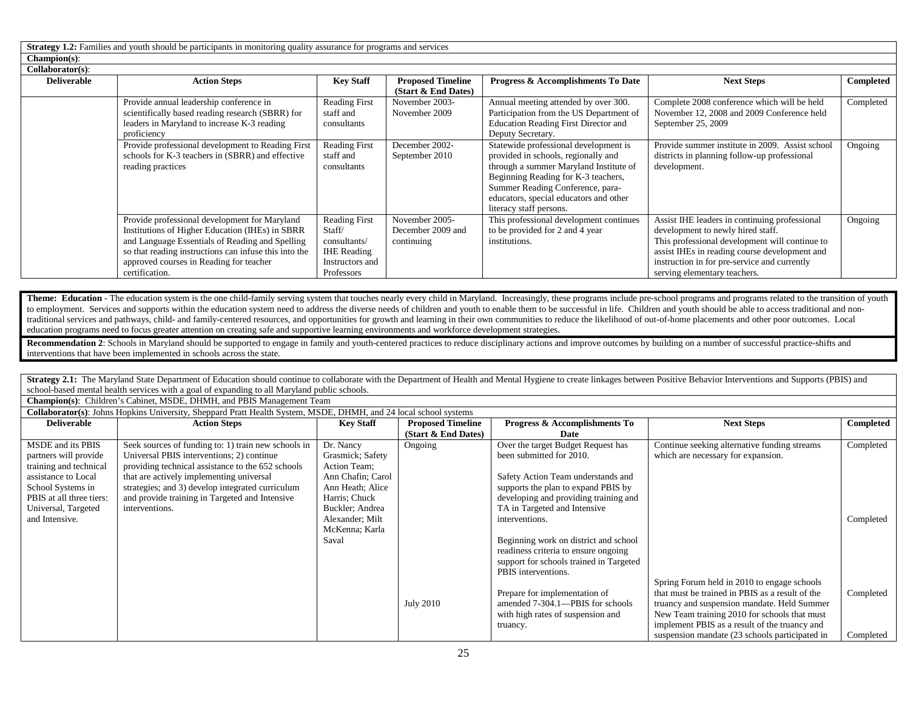**Strategy 1.2:** Families and youth should be participants in monitoring quality assurance for programs and services

**Champion(s)**:

**Collaborator(s)**:

| Deliverable | Action Steps | Key Staff | Proposed Timeline (Start & End Dates) | Progress & Accomplishments To Date | Next Steps | Completed |
|---|---|---|---|---|---|---|
| | Provide annual leadership conference in scientifically based reading research (SBRR) for leaders in Maryland to increase K-3 reading proficiency | Reading First staff and consultants | November 2003-November 2009 | Annual meeting attended by over 300. Participation from the US Department of Education Reading First Director and Deputy Secretary. | Complete 2008 conference which will be held November 12, 2008 and 2009 Conference held September 25, 2009 | Completed |
| | Provide professional development to Reading First schools for K-3 teachers in (SBRR) and effective reading practices | Reading First staff and consultants | December 2002-September 2010 | Statewide professional development is provided in schools, regionally and through a summer Maryland Institute of Beginning Reading for K-3 teachers, Summer Reading Conference, para-educators, special educators and other literacy staff persons. | Provide summer institute in 2009. Assist school districts in planning follow-up professional development. | Ongoing |
| | Provide professional development for Maryland Institutions of Higher Education (IHEs) in SBRR and Language Essentials of Reading and Spelling so that reading instructions can infuse this into the approved courses in Reading for teacher certification. | Reading First Staff/ consultants/ IHE Reading Instructors and Professors | November 2005-December 2009 and continuing | This professional development continues to be provided for 2 and 4 year institutions. | Assist IHE leaders in continuing professional development to newly hired staff. This professional development will continue to assist IHEs in reading course development and instruction in for pre-service and currently serving elementary teachers. | Ongoing |

**Theme: Education** - The education system is the one child-family serving system that touches nearly every child in Maryland. Increasingly, these programs include pre-school programs and programs related to the transition of youth to employment. Services and supports within the education system need to address the diverse needs of children and youth to enable them to be successful in life. Children and youth should be able to access traditional and non-traditional services and pathways, child- and family-centered resources, and opportunities for growth and learning in their own communities to reduce the likelihood of out-of-home placements and other poor outcomes. Local education programs need to focus greater attention on creating safe and supportive learning environments and workforce development strategies.

**Recommendation 2**: Schools in Maryland should be supported to engage in family and youth-centered practices to reduce disciplinary actions and improve outcomes by building on a number of successful practice-shifts and interventions that have been implemented in schools across the state.

**Strategy 2.1:** The Maryland State Department of Education should continue to collaborate with the Department of Health and Mental Hygiene to create linkages between Positive Behavior Interventions and Supports (PBIS) and school-based mental health services with a goal of expanding to all Maryland public schools.

**Champion(s)**: Children's Cabinet, MSDE, DHMH, and PBIS Management Team

**Collaborator(s)**: Johns Hopkins University, Sheppard Pratt Health System, MSDE, DHMH, and 24 local school systems

| Deliverable | Action Steps | Key Staff | Proposed Timeline (Start & End Dates) | Progress & Accomplishments To Date | Next Steps | Completed |
|---|---|---|---|---|---|---|
| MSDE and its PBIS partners will provide training and technical assistance to Local School Systems in PBIS at all three tiers: Universal, Targeted and Intensive. | Seek sources of funding to: 1) train new schools in Universal PBIS interventions; 2) continue providing technical assistance to the 652 schools that are actively implementing universal strategies; and 3) develop integrated curriculum and provide training in Targeted and Intensive interventions. | Dr. Nancy Grasmick; Safety Action Team; Ann Chafin; Carol Ann Heath; Alice Harris; Chuck Buckler; Andrea Alexander; Milt McKenna; Karla Saval | Ongoing | Over the target Budget Request has been submitted for 2010. | Continue seeking alternative funding streams which are necessary for expansion. | Completed |
| | | | | Safety Action Team understands and supports the plan to expand PBIS by developing and providing training and TA in Targeted and Intensive interventions. | | Completed |
| | | | | Beginning work on district and school readiness criteria to ensure ongoing support for schools trained in Targeted PBIS interventions. | | |
| | | | July 2010 | Prepare for implementation of amended 7-304.1—PBIS for schools with high rates of suspension and truancy. | Spring Forum held in 2010 to engage schools that must be trained in PBIS as a result of the truancy and suspension mandate. Held Summer New Team training 2010 for schools that must implement PBIS as a result of the truancy and suspension mandate (23 schools participated in | Completed<br><br>Completed |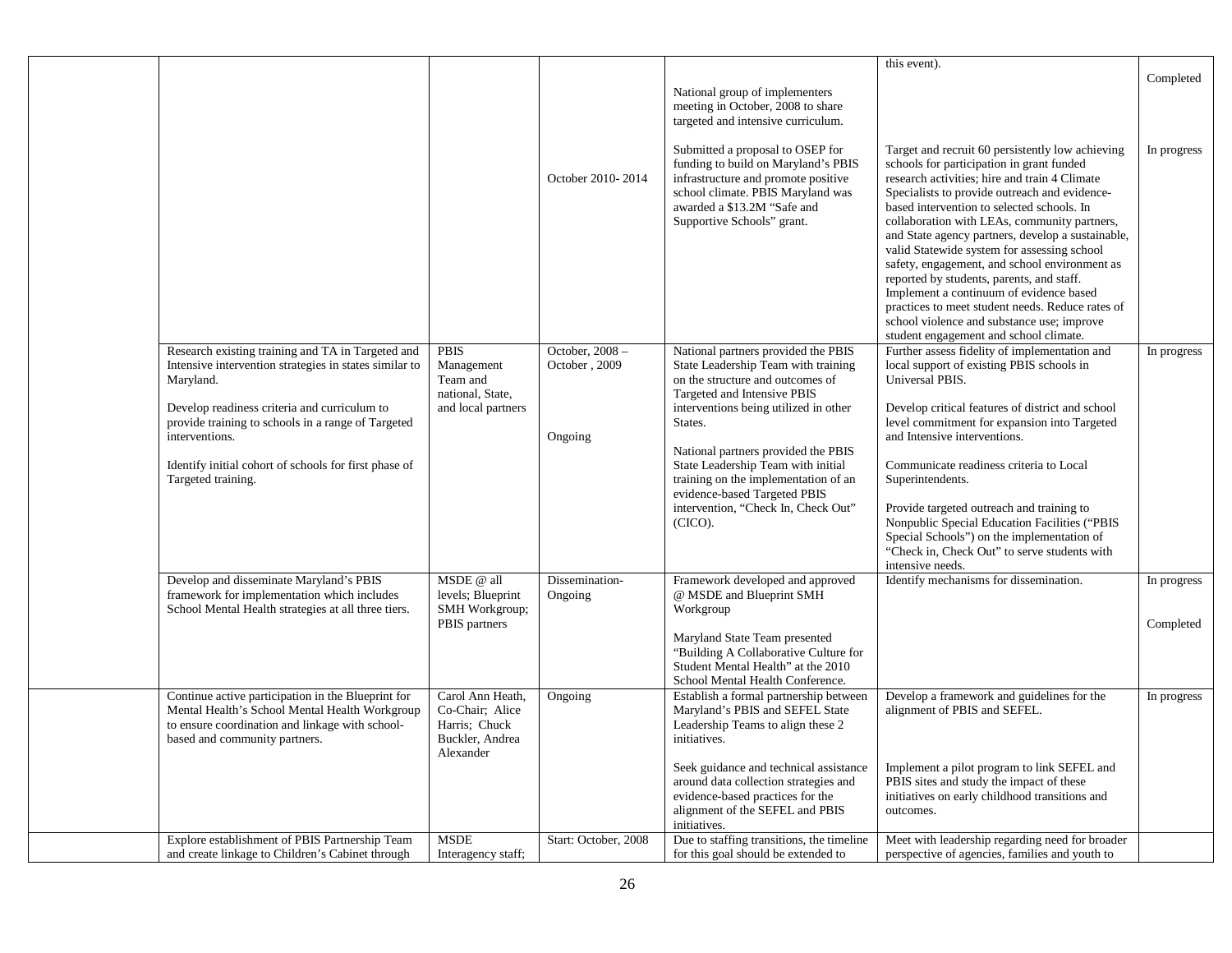| | | | | | | |
|---|---|---|---|---|---|---|
| | | | | National group of implementers meeting in October, 2008 to share targeted and intensive curriculum. | this event). | Completed |
| | | | October 2010- 2014 | Submitted a proposal to OSEP for funding to build on Maryland's PBIS infrastructure and promote positive school climate. PBIS Maryland was awarded a $13.2M "Safe and Supportive Schools" grant. | Target and recruit 60 persistently low achieving schools for participation in grant funded research activities; hire and train 4 Climate Specialists to provide outreach and evidence-based intervention to selected schools. In collaboration with LEAs, community partners, and State agency partners, develop a sustainable, valid Statewide system for assessing school safety, engagement, and school environment as reported by students, parents, and staff. Implement a continuum of evidence based practices to meet student needs. Reduce rates of school violence and substance use; improve student engagement and school climate. | In progress |
| | Research existing training and TA in Targeted and Intensive intervention strategies in states similar to Maryland.<br><br>Develop readiness criteria and curriculum to provide training to schools in a range of Targeted interventions.<br><br>Identify initial cohort of schools for first phase of Targeted training. | PBIS Management Team and national, State, and local partners | October, 2008 – October , 2009<br><br>Ongoing | National partners provided the PBIS State Leadership Team with training on the structure and outcomes of Targeted and Intensive PBIS interventions being utilized in other States.<br><br>National partners provided the PBIS State Leadership Team with initial training on the implementation of an evidence-based Targeted PBIS intervention, "Check In, Check Out" (CICO). | Further assess fidelity of implementation and local support of existing PBIS schools in Universal PBIS.<br><br>Develop critical features of district and school level commitment for expansion into Targeted and Intensive interventions.<br><br>Communicate readiness criteria to Local Superintendents.<br><br>Provide targeted outreach and training to Nonpublic Special Education Facilities ("PBIS Special Schools") on the implementation of "Check in, Check Out" to serve students with intensive needs. | In progress |
| | Develop and disseminate Maryland's PBIS framework for implementation which includes School Mental Health strategies at all three tiers. | MSDE @ all levels; Blueprint SMH Workgroup; PBIS partners | Dissemination- Ongoing | Framework developed and approved @ MSDE and Blueprint SMH Workgroup<br><br>Maryland State Team presented "Building A Collaborative Culture for Student Mental Health" at the 2010 School Mental Health Conference. | Identify mechanisms for dissemination. | In progress<br><br>Completed |
| | Continue active participation in the Blueprint for Mental Health's School Mental Health Workgroup to ensure coordination and linkage with school-based and community partners. | Carol Ann Heath, Co-Chair; Alice Harris; Chuck Buckler, Andrea Alexander | Ongoing | Establish a formal partnership between Maryland's PBIS and SEFEL State Leadership Teams to align these 2 initiatives.<br><br>Seek guidance and technical assistance around data collection strategies and evidence-based practices for the alignment of the SEFEL and PBIS initiatives. | Develop a framework and guidelines for the alignment of PBIS and SEFEL.<br><br>Implement a pilot program to link SEFEL and PBIS sites and study the impact of these initiatives on early childhood transitions and outcomes. | In progress |
| | Explore establishment of PBIS Partnership Team and create linkage to Children's Cabinet through | MSDE Interagency staff; | Start: October, 2008 | Due to staffing transitions, the timeline for this goal should be extended to | Meet with leadership regarding need for broader perspective of agencies, families and youth to | |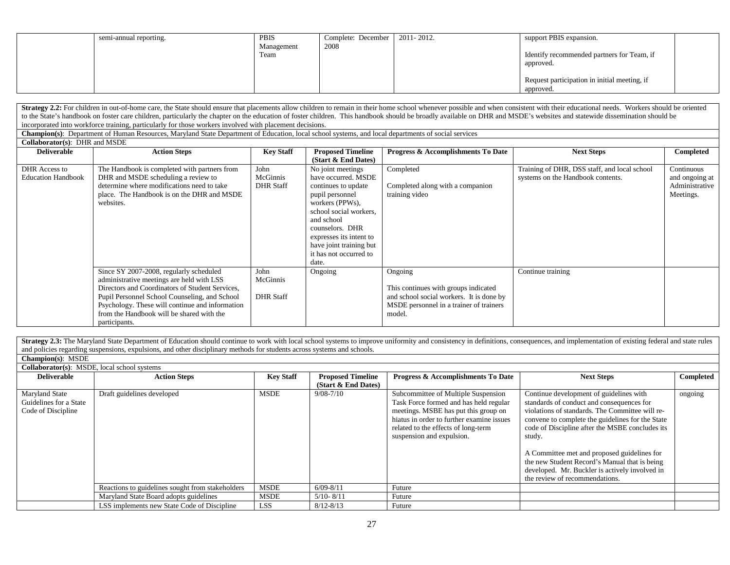| | semi-annual reporting. | PBIS Management Team | Complete: December 2008 | 2011- 2012. | support PBIS expansion.<br><br>Identify recommended partners for Team, if approved.<br><br>Request participation in initial meeting, if approved. | |
|---|---|---|---|---|---|---|

**Strategy 2.2:** For children in out-of-home care, the State should ensure that placements allow children to remain in their home school whenever possible and when consistent with their educational needs. Workers should be oriented to the State's handbook on foster care children, particularly the chapter on the education of foster children. This handbook should be broadly available on DHR and MSDE's websites and statewide dissemination should be incorporated into workforce training, particularly for those workers involved with placement decisions.

**Champion(s)**: Department of Human Resources, Maryland State Department of Education, local school systems, and local departments of social services

**Collaborator(s)**: DHR and MSDE

| Deliverable | Action Steps | Key Staff | Proposed Timeline (Start & End Dates) | Progress & Accomplishments To Date | Next Steps | Completed |
|---|---|---|---|---|---|---|
| DHR Access to Education Handbook | The Handbook is completed with partners from DHR and MSDE scheduling a review to determine where modifications need to take place. The Handbook is on the DHR and MSDE websites. | John McGinnis DHR Staff | No joint meetings have occurred. MSDE continues to update pupil personnel workers (PPWs), school social workers, and school counselors. DHR expresses its intent to have joint training but it has not occurred to date. | Completed<br><br>Completed along with a companion training video | Training of DHR, DSS staff, and local school systems on the Handbook contents. | Continuous and ongoing at Administrative Meetings. |
| | Since SY 2007-2008, regularly scheduled administrative meetings are held with LSS Directors and Coordinators of Student Services, Pupil Personnel School Counseling, and School Psychology. These will continue and information from the Handbook will be shared with the participants. | John McGinnis<br><br>DHR Staff | Ongoing | Ongoing<br><br>This continues with groups indicated and school social workers. It is done by MSDE personnel in a trainer of trainers model. | Continue training | |

**Strategy 2.3:** The Maryland State Department of Education should continue to work with local school systems to improve uniformity and consistency in definitions, consequences, and implementation of existing federal and state rules and policies regarding suspensions, expulsions, and other disciplinary methods for students across systems and schools.

**Champion(s)**: MSDE

**Collaborator(s)**: MSDE, local school systems

| Deliverable | Action Steps | Key Staff | Proposed Timeline (Start & End Dates) | Progress & Accomplishments To Date | Next Steps | Completed |
|---|---|---|---|---|---|---|
| Maryland State Guidelines for a State Code of Discipline | Draft guidelines developed | MSDE | 9/08-7/10 | Subcommittee of Multiple Suspension Task Force formed and has held regular meetings. MSBE has put this group on hiatus in order to further examine issues related to the effects of long-term suspension and expulsion. | Continue development of guidelines with standards of conduct and consequences for violations of standards. The Committee will re-convene to complete the guidelines for the State code of Discipline after the MSBE concludes its study.<br><br>A Committee met and proposed guidelines for the new Student Record's Manual that is being developed. Mr. Buckler is actively involved in the review of recommendations. | ongoing |
| | Reactions to guidelines sought from stakeholders | MSDE | 6/09-8/11 | Future | | |
| | Maryland State Board adopts guidelines | MSDE | 5/10- 8/11 | Future | | |
| | LSS implements new State Code of Discipline | LSS | 8/12-8/13 | Future | | |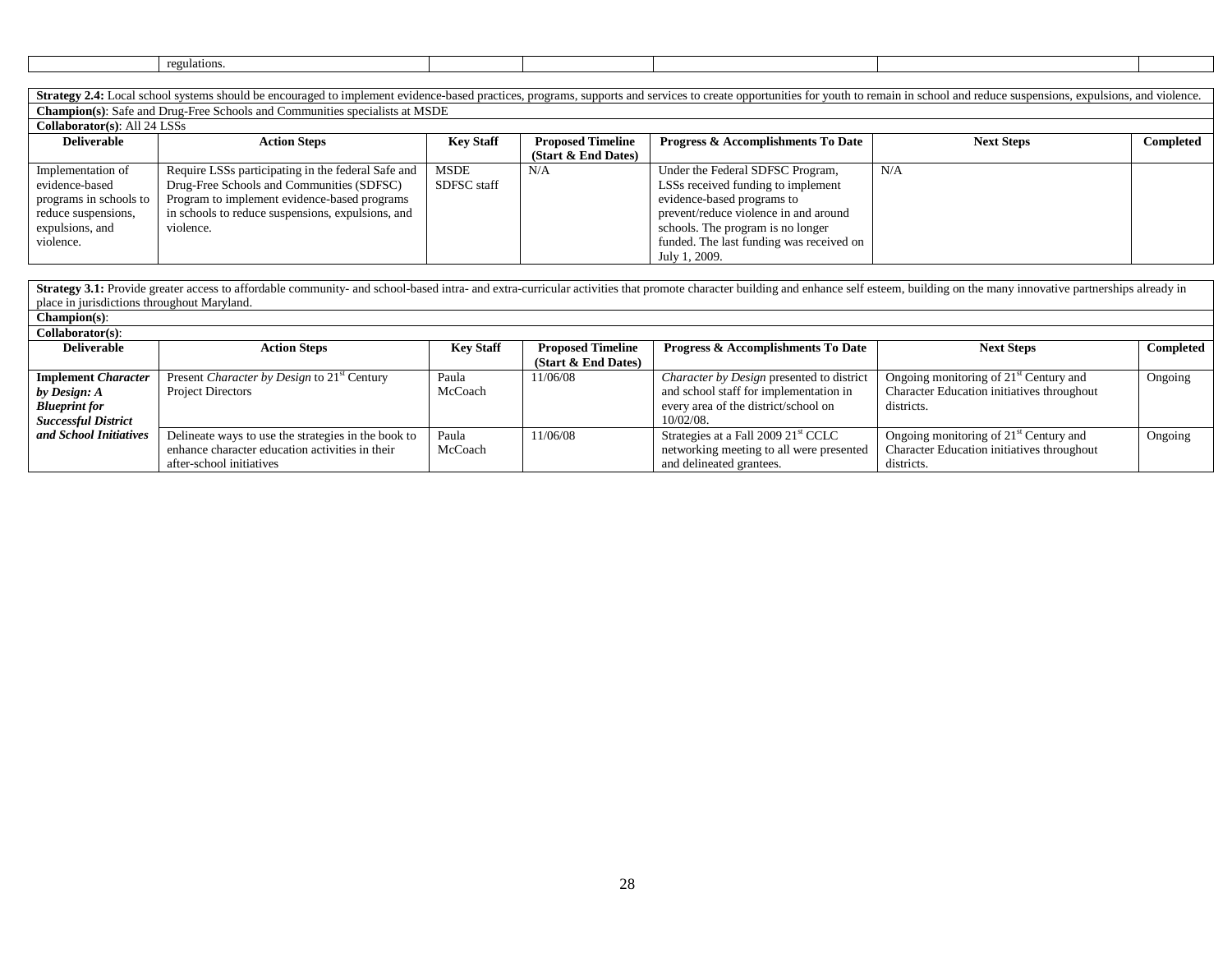| | regulations. | | | | | |
|---|---|---|---|---|---|---|

**Strategy 2.4:** Local school systems should be encouraged to implement evidence-based practices, programs, supports and services to create opportunities for youth to remain in school and reduce suspensions, expulsions, and violence.

**Champion(s)**: Safe and Drug-Free Schools and Communities specialists at MSDE

**Collaborator(s)**: All 24 LSSs

| Deliverable | Action Steps | Key Staff | Proposed Timeline (Start & End Dates) | Progress & Accomplishments To Date | Next Steps | Completed |
|---|---|---|---|---|---|---|
| Implementation of evidence-based programs in schools to reduce suspensions, expulsions, and violence. | Require LSSs participating in the federal Safe and Drug-Free Schools and Communities (SDFSC) Program to implement evidence-based programs in schools to reduce suspensions, expulsions, and violence. | MSDE SDFSC staff | N/A | Under the Federal SDFSC Program, LSSs received funding to implement evidence-based programs to prevent/reduce violence in and around schools. The program is no longer funded. The last funding was received on July 1, 2009. | N/A | |

**Strategy 3.1:** Provide greater access to affordable community- and school-based intra- and extra-curricular activities that promote character building and enhance self esteem, building on the many innovative partnerships already in place in jurisdictions throughout Maryland.

**Champion(s)**:

**Collaborator(s)**:

| Deliverable | Action Steps | Key Staff | Proposed Timeline (Start & End Dates) | Progress & Accomplishments To Date | Next Steps | Completed |
|---|---|---|---|---|---|---|
| **Implement *Character by Design: A Blueprint for Successful District and School Initiatives*** | Present *Character by Design* to 21st Century Project Directors | Paula McCoach | 11/06/08 | *Character by Design* presented to district and school staff for implementation in every area of the district/school on 10/02/08. | Ongoing monitoring of 21st Century and Character Education initiatives throughout districts. | Ongoing |
| | Delineate ways to use the strategies in the book to enhance character education activities in their after-school initiatives | Paula McCoach | 11/06/08 | Strategies at a Fall 2009 21st CCLC networking meeting to all were presented and delineated grantees. | Ongoing monitoring of 21st Century and Character Education initiatives throughout districts. | Ongoing |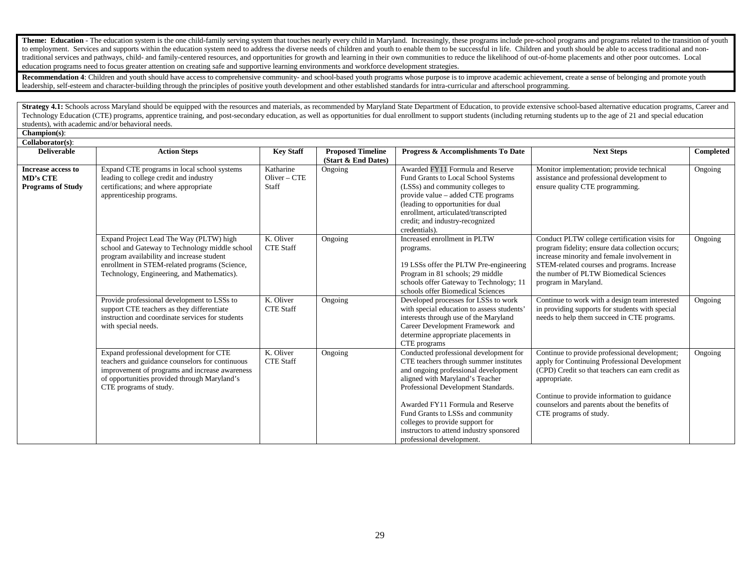**Theme: Education** - The education system is the one child-family serving system that touches nearly every child in Maryland. Increasingly, these programs include pre-school programs and programs related to the transition of youth to employment. Services and supports within the education system need to address the diverse needs of children and youth to enable them to be successful in life. Children and youth should be able to access traditional and non-traditional services and pathways, child- and family-centered resources, and opportunities for growth and learning in their own communities to reduce the likelihood of out-of-home placements and other poor outcomes. Local education programs need to focus greater attention on creating safe and supportive learning environments and workforce development strategies.

**Recommendation 4**: Children and youth should have access to comprehensive community- and school-based youth programs whose purpose is to improve academic achievement, create a sense of belonging and promote youth leadership, self-esteem and character-building through the principles of positive youth development and other established standards for intra-curricular and afterschool programming.

**Strategy 4.1:** Schools across Maryland should be equipped with the resources and materials, as recommended by Maryland State Department of Education, to provide extensive school-based alternative education programs, Career and Technology Education (CTE) programs, apprentice training, and post-secondary education, as well as opportunities for dual enrollment to support students (including returning students up to the age of 21 and special education students), with academic and/or behavioral needs.

**Champion(s)**:

**Collaborator(s)**:

| Deliverable | Action Steps | Key Staff | Proposed Timeline (Start & End Dates) | Progress & Accomplishments To Date | Next Steps | Completed |
|---|---|---|---|---|---|---|
| **Increase access to MD's CTE Programs of Study** | Expand CTE programs in local school systems leading to college credit and industry certifications; and where appropriate apprenticeship programs. | Katharine Oliver – CTE Staff | Ongoing | Awarded FY11 Formula and Reserve Fund Grants to Local School Systems (LSSs) and community colleges to provide value – added CTE programs (leading to opportunities for dual enrollment, articulated/transcripted credit; and industry-recognized credentials). | Monitor implementation; provide technical assistance and professional development to ensure quality CTE programming. | Ongoing |
| | Expand Project Lead The Way (PLTW) high school and Gateway to Technology middle school program availability and increase student enrollment in STEM-related programs (Science, Technology, Engineering, and Mathematics). | K. Oliver CTE Staff | Ongoing | Increased enrollment in PLTW programs.<br><br>19 LSSs offer the PLTW Pre-engineering Program in 81 schools; 29 middle schools offer Gateway to Technology; 11 schools offer Biomedical Sciences | Conduct PLTW college certification visits for program fidelity; ensure data collection occurs; increase minority and female involvement in STEM-related courses and programs. Increase the number of PLTW Biomedical Sciences program in Maryland. | Ongoing |
| | Provide professional development to LSSs to support CTE teachers as they differentiate instruction and coordinate services for students with special needs. | K. Oliver CTE Staff | Ongoing | Developed processes for LSSs to work with special education to assess students' interests through use of the Maryland Career Development Framework and determine appropriate placements in CTE programs | Continue to work with a design team interested in providing supports for students with special needs to help them succeed in CTE programs. | Ongoing |
| | Expand professional development for CTE teachers and guidance counselors for continuous improvement of programs and increase awareness of opportunities provided through Maryland's CTE programs of study. | K. Oliver CTE Staff | Ongoing | Conducted professional development for CTE teachers through summer institutes and ongoing professional development aligned with Maryland's Teacher Professional Development Standards.<br><br>Awarded FY11 Formula and Reserve Fund Grants to LSSs and community colleges to provide support for instructors to attend industry sponsored professional development. | Continue to provide professional development; apply for Continuing Professional Development (CPD) Credit so that teachers can earn credit as appropriate.<br><br>Continue to provide information to guidance counselors and parents about the benefits of CTE programs of study. | Ongoing |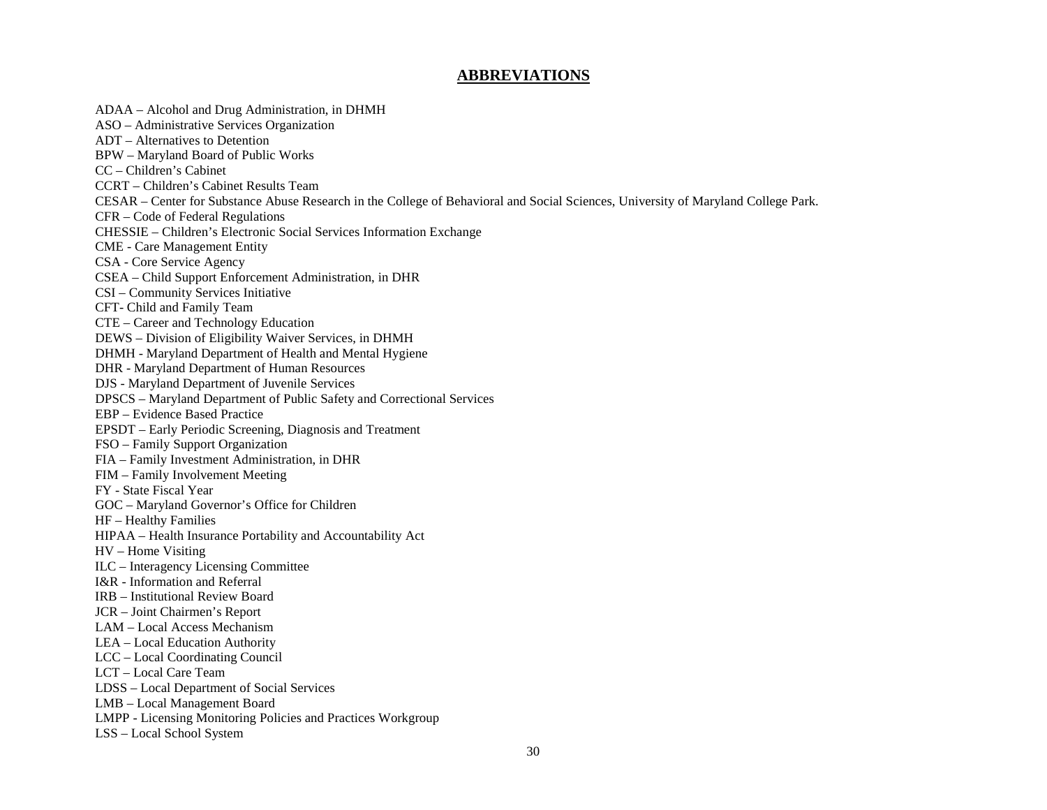## ABBREVIATIONS

ADAA – Alcohol and Drug Administration, in DHMH
ASO – Administrative Services Organization
ADT – Alternatives to Detention
BPW – Maryland Board of Public Works
CC – Children's Cabinet
CCRT – Children's Cabinet Results Team
CESAR – Center for Substance Abuse Research in the College of Behavioral and Social Sciences, University of Maryland College Park.
CFR – Code of Federal Regulations
CHESSIE – Children's Electronic Social Services Information Exchange
CME - Care Management Entity
CSA - Core Service Agency
CSEA – Child Support Enforcement Administration, in DHR
CSI – Community Services Initiative
CFT- Child and Family Team
CTE – Career and Technology Education
DEWS – Division of Eligibility Waiver Services, in DHMH
DHMH - Maryland Department of Health and Mental Hygiene
DHR - Maryland Department of Human Resources
DJS - Maryland Department of Juvenile Services
DPSCS – Maryland Department of Public Safety and Correctional Services
EBP – Evidence Based Practice
EPSDT – Early Periodic Screening, Diagnosis and Treatment
FSO – Family Support Organization
FIA – Family Investment Administration, in DHR
FIM – Family Involvement Meeting
FY - State Fiscal Year
GOC – Maryland Governor's Office for Children
HF – Healthy Families
HIPAA – Health Insurance Portability and Accountability Act
HV – Home Visiting
ILC – Interagency Licensing Committee
I&R - Information and Referral
IRB – Institutional Review Board
JCR – Joint Chairmen's Report
LAM – Local Access Mechanism
LEA – Local Education Authority
LCC – Local Coordinating Council
LCT – Local Care Team
LDSS – Local Department of Social Services
LMB – Local Management Board
LMPP - Licensing Monitoring Policies and Practices Workgroup
LSS – Local School System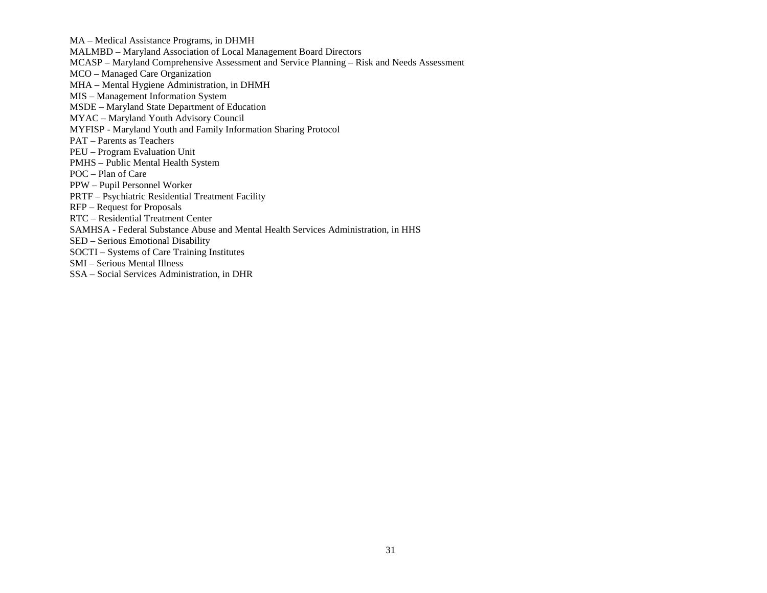MA – Medical Assistance Programs, in DHMH  
MALMBD – Maryland Association of Local Management Board Directors  
MCASP – Maryland Comprehensive Assessment and Service Planning – Risk and Needs Assessment  
MCO – Managed Care Organization  
MHA – Mental Hygiene Administration, in DHMH  
MIS – Management Information System  
MSDE – Maryland State Department of Education  
MYAC – Maryland Youth Advisory Council  
MYFISP - Maryland Youth and Family Information Sharing Protocol  
PAT – Parents as Teachers  
PEU – Program Evaluation Unit  
PMHS – Public Mental Health System  
POC – Plan of Care  
PPW – Pupil Personnel Worker  
PRTF – Psychiatric Residential Treatment Facility  
RFP – Request for Proposals  
RTC – Residential Treatment Center  
SAMHSA - Federal Substance Abuse and Mental Health Services Administration, in HHS  
SED – Serious Emotional Disability  
SOCTI – Systems of Care Training Institutes  
SMI – Serious Mental Illness  
SSA – Social Services Administration, in DHR